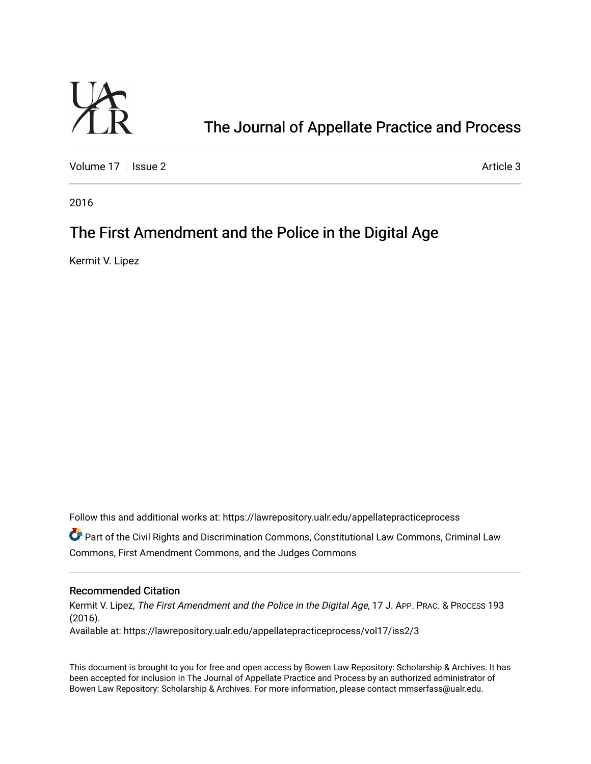# The Journal of Appellate Practice and Process

Volume 17 | Issue 2 Article 3

2016

## The First Amendment and the Police in the Digital Age

Kermit V. Lipez

Follow this and additional works at: https://lawrepository.ualr.edu/appellatepracticeprocess

Part of the Civil Rights and Discrimination Commons, Constitutional Law Commons, Criminal Law Commons, First Amendment Commons, and the Judges Commons

### Recommended Citation

Kermit V. Lipez, *The First Amendment and the Police in the Digital Age*, 17 J. APP. PRAC. & PROCESS 193 (2016).

Available at: https://lawrepository.ualr.edu/appellatepracticeprocess/vol17/iss2/3

This document is brought to you for free and open access by Bowen Law Repository: Scholarship & Archives. It has been accepted for inclusion in The Journal of Appellate Practice and Process by an authorized administrator of Bowen Law Repository: Scholarship & Archives. For more information, please contact mmserfass@ualr.edu.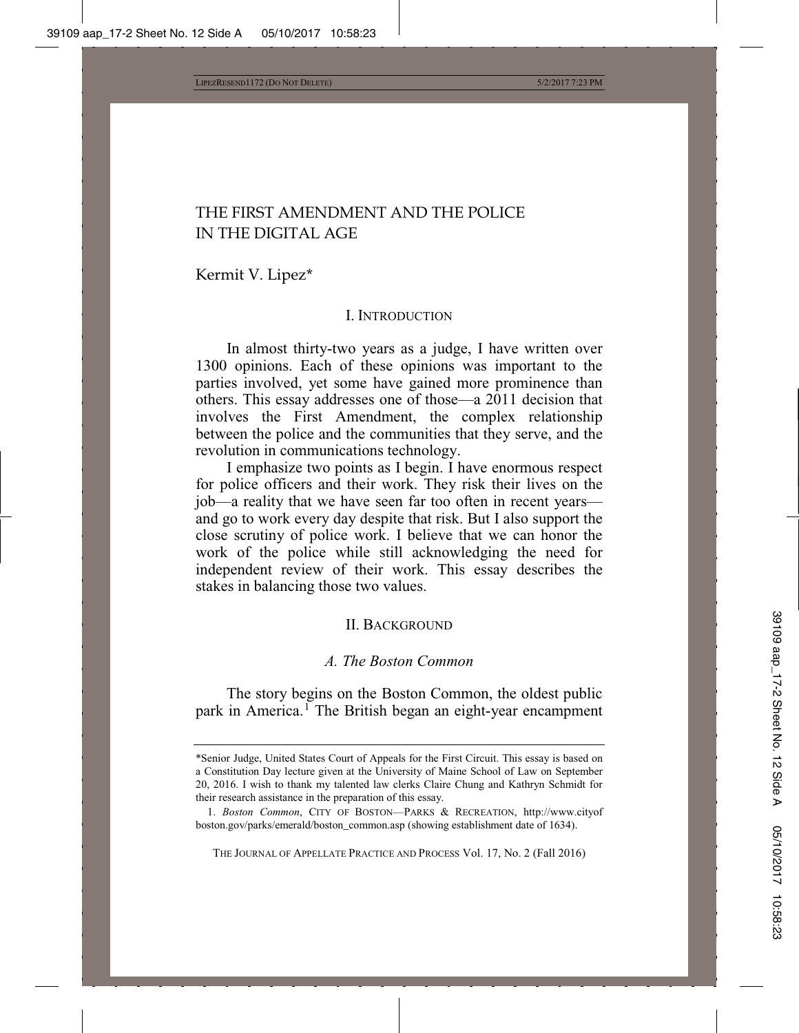# THE FIRST AMENDMENT AND THE POLICE IN THE DIGITAL AGE

Kermit V. Lipez*

## I. Introduction

In almost thirty-two years as a judge, I have written over 1300 opinions. Each of these opinions was important to the parties involved, yet some have gained more prominence than others. This essay addresses one of those—a 2011 decision that involves the First Amendment, the complex relationship between the police and the communities that they serve, and the revolution in communications technology.

I emphasize two points as I begin. I have enormous respect for police officers and their work. They risk their lives on the job—a reality that we have seen far too often in recent years—and go to work every day despite that risk. But I also support the close scrutiny of police work. I believe that we can honor the work of the police while still acknowledging the need for independent review of their work. This essay describes the stakes in balancing those two values.

## II. Background

### *A. The Boston Common*

The story begins on the Boston Common, the oldest public park in America.[1] The British began an eight-year encampment

---

*Senior Judge, United States Court of Appeals for the First Circuit. This essay is based on a Constitution Day lecture given at the University of Maine School of Law on September 20, 2016. I wish to thank my talented law clerks Claire Chung and Kathryn Schmidt for their research assistance in the preparation of this essay.

1. *Boston Common*, City of Boston—Parks & Recreation, http://www.cityofboston.gov/parks/emerald/boston_common.asp (showing establishment date of 1634).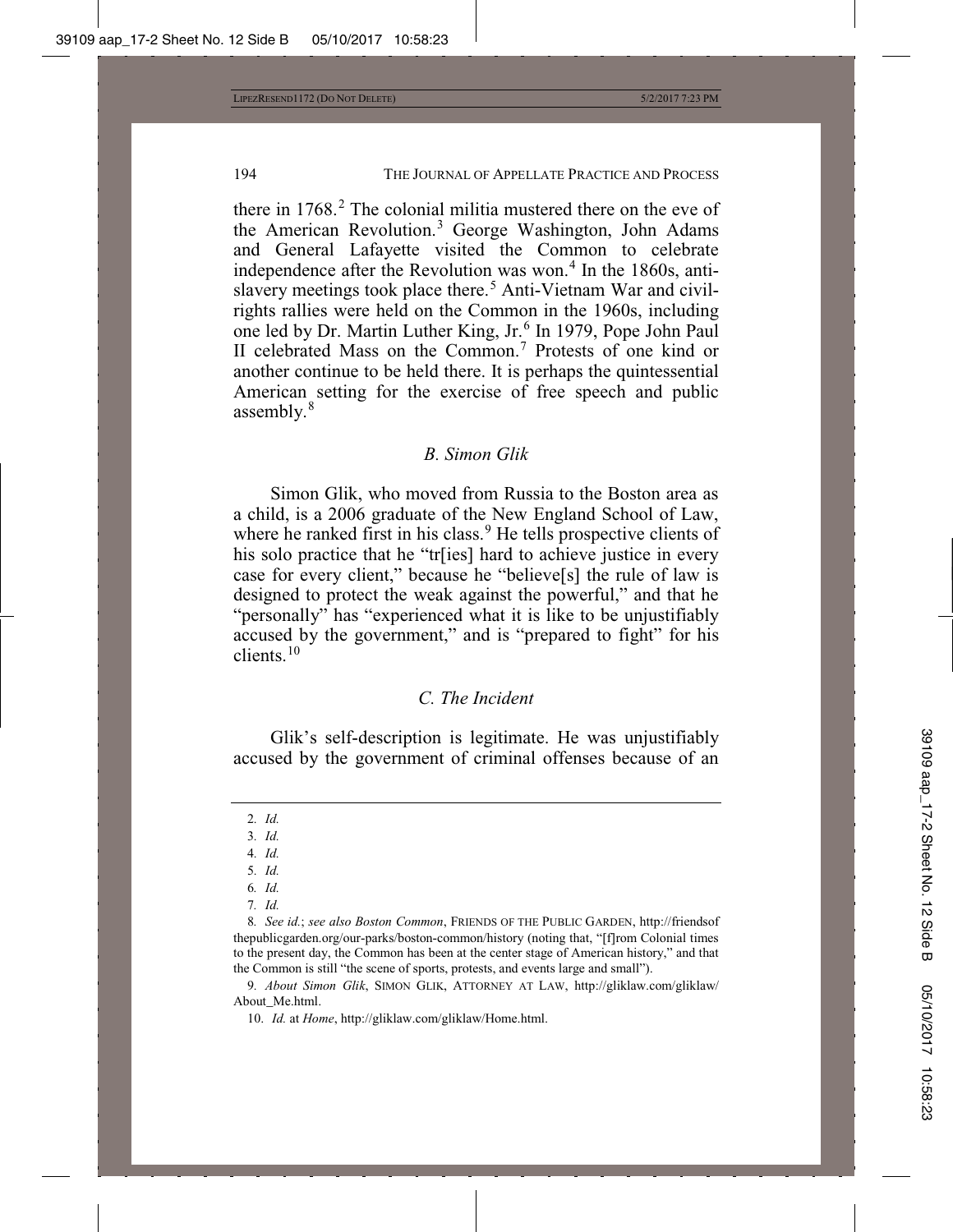there in 1768.[2] The colonial militia mustered there on the eve of the American Revolution.[3] George Washington, John Adams and General Lafayette visited the Common to celebrate independence after the Revolution was won.[4] In the 1860s, anti-slavery meetings took place there.[5] Anti-Vietnam War and civil-rights rallies were held on the Common in the 1960s, including one led by Dr. Martin Luther King, Jr.[6] In 1979, Pope John Paul II celebrated Mass on the Common.[7] Protests of one kind or another continue to be held there. It is perhaps the quintessential American setting for the exercise of free speech and public assembly.[8]

### *B. Simon Glik*

Simon Glik, who moved from Russia to the Boston area as a child, is a 2006 graduate of the New England School of Law, where he ranked first in his class.[9] He tells prospective clients of his solo practice that he "tr[ies] hard to achieve justice in every case for every client," because he "believe[s] the rule of law is designed to protect the weak against the powerful," and that he "personally" has "experienced what it is like to be unjustifiably accused by the government," and is "prepared to fight" for his clients.[10]

### *C. The Incident*

Glik's self-description is legitimate. He was unjustifiably accused by the government of criminal offenses because of an

---

2. *Id.*

3. *Id.*

4. *Id.*

5. *Id.*

6. *Id.*

7. *Id.*

8. *See id.*; *see also Boston Common*, FRIENDS OF THE PUBLIC GARDEN, http://friendsofthepublicgarden.org/our-parks/boston-common/history (noting that, "[f]rom Colonial times to the present day, the Common has been at the center stage of American history," and that the Common is still "the scene of sports, protests, and events large and small").

9. *About Simon Glik*, SIMON GLIK, ATTORNEY AT LAW, http://gliklaw.com/gliklaw/About_Me.html.

10. *Id.* at *Home*, http://gliklaw.com/gliklaw/Home.html.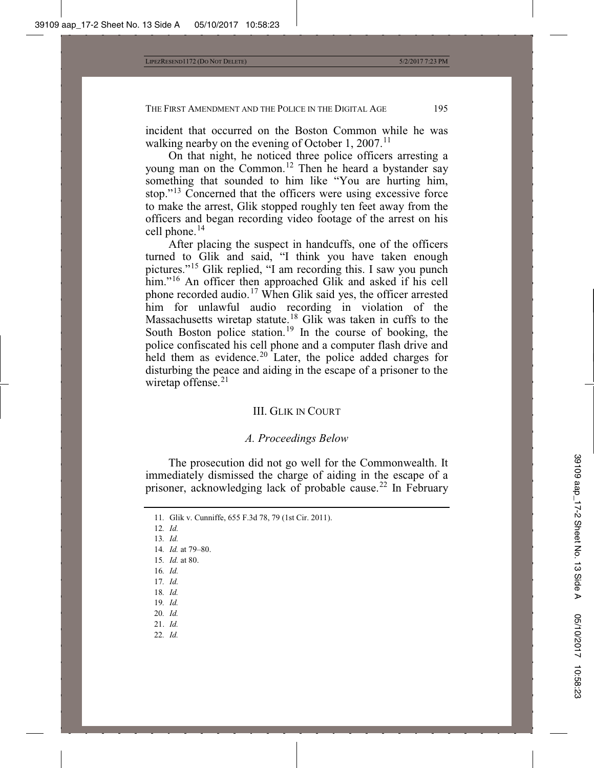incident that occurred on the Boston Common while he was walking nearby on the evening of October 1, 2007.[11]

On that night, he noticed three police officers arresting a young man on the Common.[12] Then he heard a bystander say something that sounded to him like "You are hurting him, stop."[13] Concerned that the officers were using excessive force to make the arrest, Glik stopped roughly ten feet away from the officers and began recording video footage of the arrest on his cell phone.[14]

After placing the suspect in handcuffs, one of the officers turned to Glik and said, "I think you have taken enough pictures."[15] Glik replied, "I am recording this. I saw you punch him."[16] An officer then approached Glik and asked if his cell phone recorded audio.[17] When Glik said yes, the officer arrested him for unlawful audio recording in violation of the Massachusetts wiretap statute.[18] Glik was taken in cuffs to the South Boston police station.[19] In the course of booking, the police confiscated his cell phone and a computer flash drive and held them as evidence.[20] Later, the police added charges for disturbing the peace and aiding in the escape of a prisoner to the wiretap offense.[21]

## III. GLIK IN COURT

### *A. Proceedings Below*

The prosecution did not go well for the Commonwealth. It immediately dismissed the charge of aiding in the escape of a prisoner, acknowledging lack of probable cause.[22] In February

---

11. Glik v. Cunniffe, 655 F.3d 78, 79 (1st Cir. 2011).
12. *Id.*
13. *Id.*
14. *Id.* at 79–80.
15. *Id.* at 80.
16. *Id.*
17. *Id.*
18. *Id.*
19. *Id.*
20. *Id.*
21. *Id.*
22. *Id.*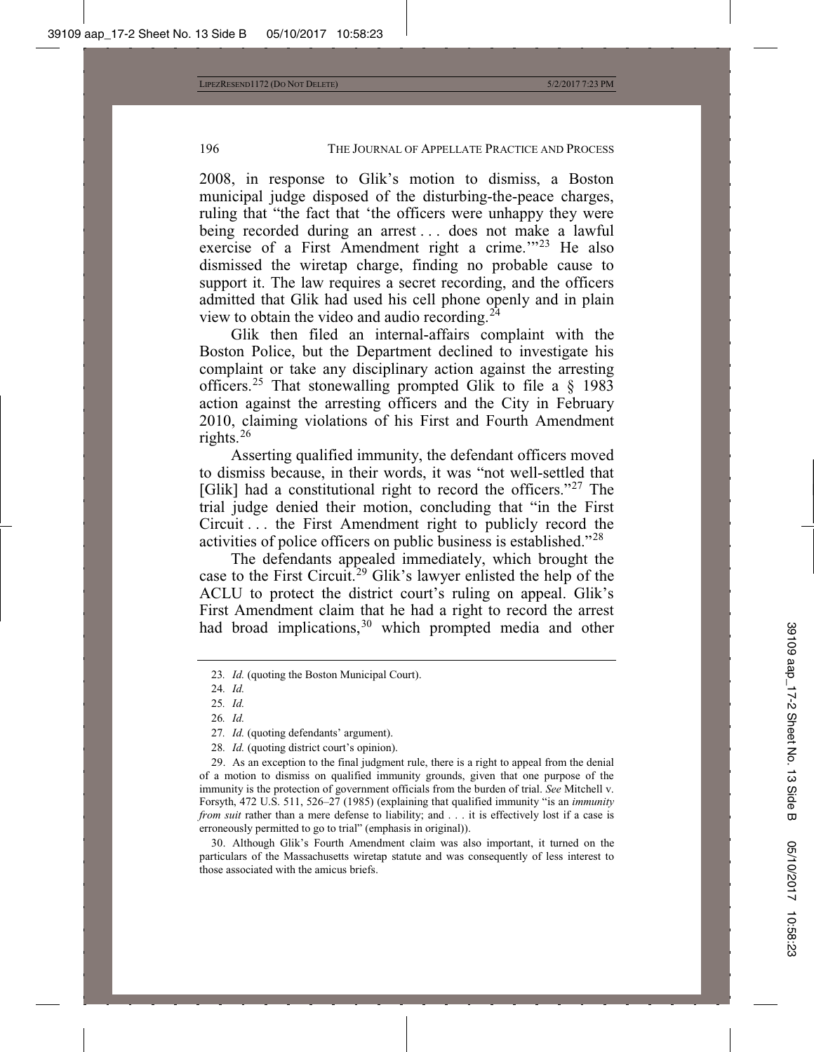2008, in response to Glik's motion to dismiss, a Boston municipal judge disposed of the disturbing-the-peace charges, ruling that "the fact that 'the officers were unhappy they were being recorded during an arrest . . . does not make a lawful exercise of a First Amendment right a crime.'"[23] He also dismissed the wiretap charge, finding no probable cause to support it. The law requires a secret recording, and the officers admitted that Glik had used his cell phone openly and in plain view to obtain the video and audio recording.[24]

Glik then filed an internal-affairs complaint with the Boston Police, but the Department declined to investigate his complaint or take any disciplinary action against the arresting officers.[25] That stonewalling prompted Glik to file a § 1983 action against the arresting officers and the City in February 2010, claiming violations of his First and Fourth Amendment rights.[26]

Asserting qualified immunity, the defendant officers moved to dismiss because, in their words, it was "not well-settled that [Glik] had a constitutional right to record the officers."[27] The trial judge denied their motion, concluding that "in the First Circuit . . . the First Amendment right to publicly record the activities of police officers on public business is established."[28]

The defendants appealed immediately, which brought the case to the First Circuit.[29] Glik's lawyer enlisted the help of the ACLU to protect the district court's ruling on appeal. Glik's First Amendment claim that he had a right to record the arrest had broad implications,[30] which prompted media and other

---

23. *Id.* (quoting the Boston Municipal Court).

24. *Id.*

25. *Id.*

26. *Id.*

27. *Id.* (quoting defendants' argument).

28. *Id.* (quoting district court's opinion).

29. As an exception to the final judgment rule, there is a right to appeal from the denial of a motion to dismiss on qualified immunity grounds, given that one purpose of the immunity is the protection of government officials from the burden of trial. *See* Mitchell v. Forsyth, 472 U.S. 511, 526–27 (1985) (explaining that qualified immunity "is an *immunity from suit* rather than a mere defense to liability; and . . . it is effectively lost if a case is erroneously permitted to go to trial" (emphasis in original)).

30. Although Glik's Fourth Amendment claim was also important, it turned on the particulars of the Massachusetts wiretap statute and was consequently of less interest to those associated with the amicus briefs.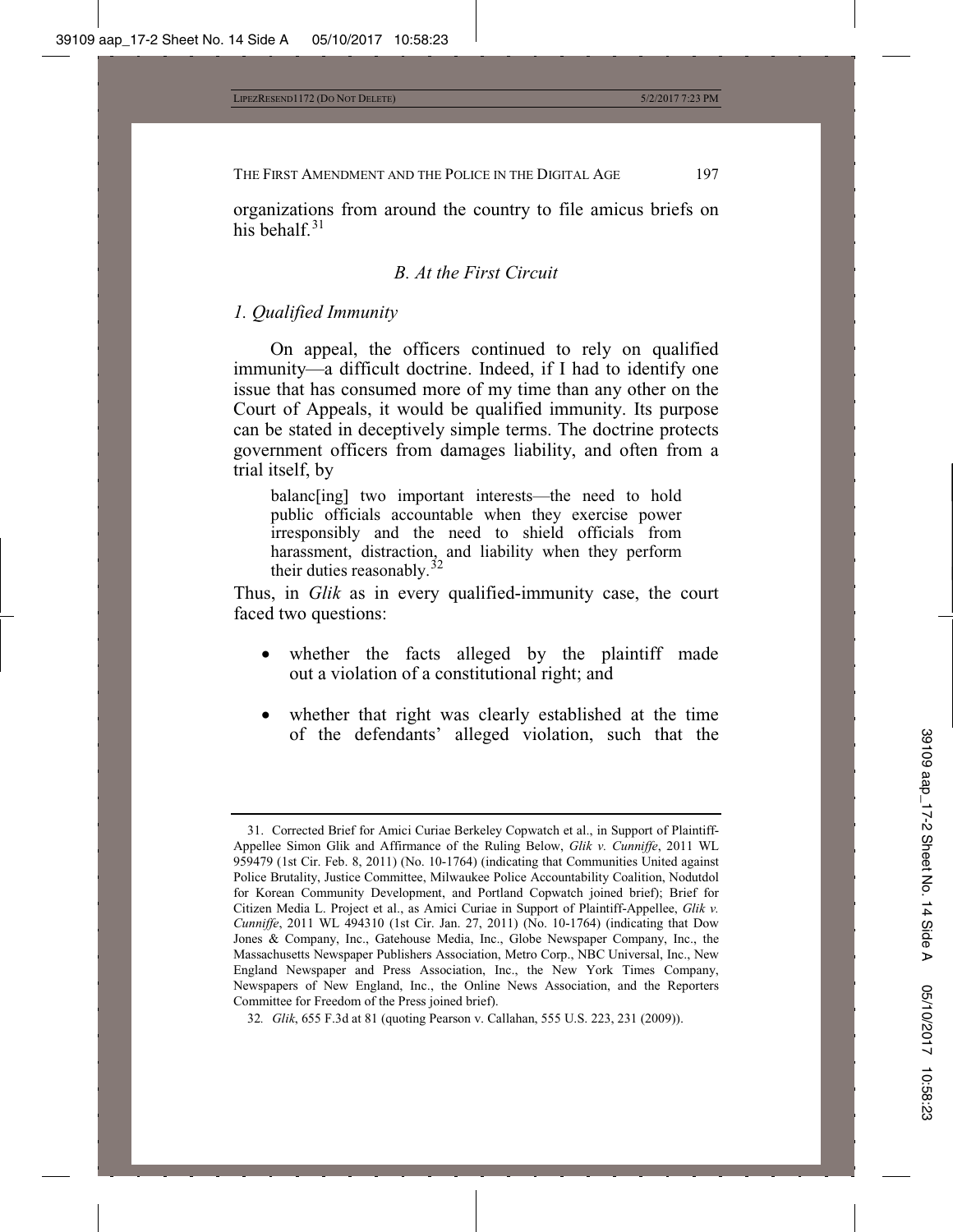organizations from around the country to file amicus briefs on his behalf.[31]

### *B. At the First Circuit*

#### *1. Qualified Immunity*

On appeal, the officers continued to rely on qualified immunity—a difficult doctrine. Indeed, if I had to identify one issue that has consumed more of my time than any other on the Court of Appeals, it would be qualified immunity. Its purpose can be stated in deceptively simple terms. The doctrine protects government officers from damages liability, and often from a trial itself, by

> balanc[ing] two important interests—the need to hold public officials accountable when they exercise power irresponsibly and the need to shield officials from harassment, distraction, and liability when they perform their duties reasonably.[32]

Thus, in *Glik* as in every qualified-immunity case, the court faced two questions:

- whether the facts alleged by the plaintiff made out a violation of a constitutional right; and
- whether that right was clearly established at the time of the defendants' alleged violation, such that the

---

31. Corrected Brief for Amici Curiae Berkeley Copwatch et al., in Support of Plaintiff-Appellee Simon Glik and Affirmance of the Ruling Below, *Glik v. Cunniffe*, 2011 WL 959479 (1st Cir. Feb. 8, 2011) (No. 10-1764) (indicating that Communities United against Police Brutality, Justice Committee, Milwaukee Police Accountability Coalition, Nodutdol for Korean Community Development, and Portland Copwatch joined brief); Brief for Citizen Media L. Project et al., as Amici Curiae in Support of Plaintiff-Appellee, *Glik v. Cunniffe*, 2011 WL 494310 (1st Cir. Jan. 27, 2011) (No. 10-1764) (indicating that Dow Jones & Company, Inc., Gatehouse Media, Inc., Globe Newspaper Company, Inc., the Massachusetts Newspaper Publishers Association, Metro Corp., NBC Universal, Inc., New England Newspaper and Press Association, Inc., the New York Times Company, Newspapers of New England, Inc., the Online News Association, and the Reporters Committee for Freedom of the Press joined brief).

32. *Glik*, 655 F.3d at 81 (quoting Pearson v. Callahan, 555 U.S. 223, 231 (2009)).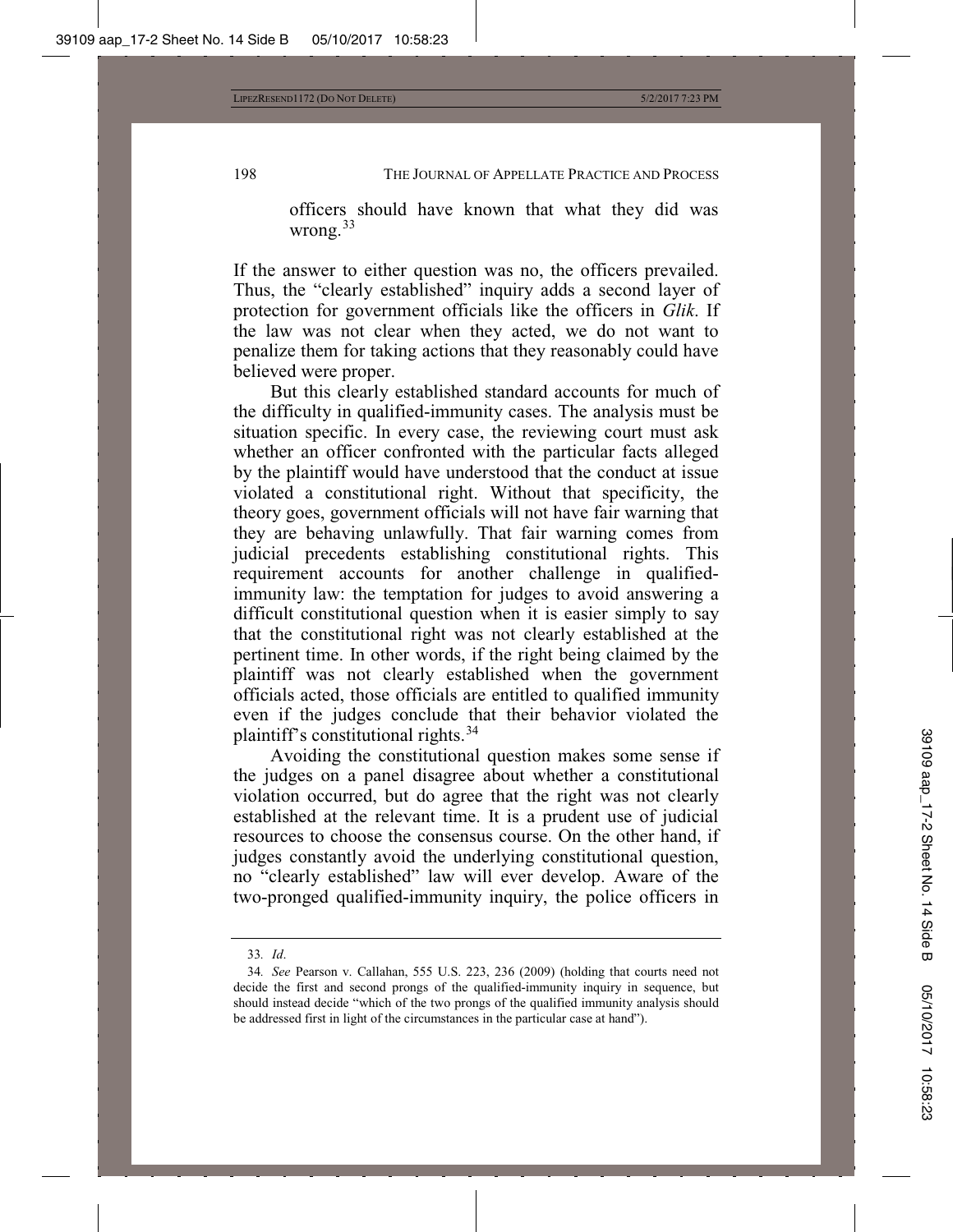officers should have known that what they did was wrong.[33]

If the answer to either question was no, the officers prevailed. Thus, the "clearly established" inquiry adds a second layer of protection for government officials like the officers in *Glik*. If the law was not clear when they acted, we do not want to penalize them for taking actions that they reasonably could have believed were proper.

But this clearly established standard accounts for much of the difficulty in qualified-immunity cases. The analysis must be situation specific. In every case, the reviewing court must ask whether an officer confronted with the particular facts alleged by the plaintiff would have understood that the conduct at issue violated a constitutional right. Without that specificity, the theory goes, government officials will not have fair warning that they are behaving unlawfully. That fair warning comes from judicial precedents establishing constitutional rights. This requirement accounts for another challenge in qualified-immunity law: the temptation for judges to avoid answering a difficult constitutional question when it is easier simply to say that the constitutional right was not clearly established at the pertinent time. In other words, if the right being claimed by the plaintiff was not clearly established when the government officials acted, those officials are entitled to qualified immunity even if the judges conclude that their behavior violated the plaintiff's constitutional rights.[34]

Avoiding the constitutional question makes some sense if the judges on a panel disagree about whether a constitutional violation occurred, but do agree that the right was not clearly established at the relevant time. It is a prudent use of judicial resources to choose the consensus course. On the other hand, if judges constantly avoid the underlying constitutional question, no "clearly established" law will ever develop. Aware of the two-pronged qualified-immunity inquiry, the police officers in

---

33. *Id*.

34. *See* Pearson v. Callahan, 555 U.S. 223, 236 (2009) (holding that courts need not decide the first and second prongs of the qualified-immunity inquiry in sequence, but should instead decide "which of the two prongs of the qualified immunity analysis should be addressed first in light of the circumstances in the particular case at hand").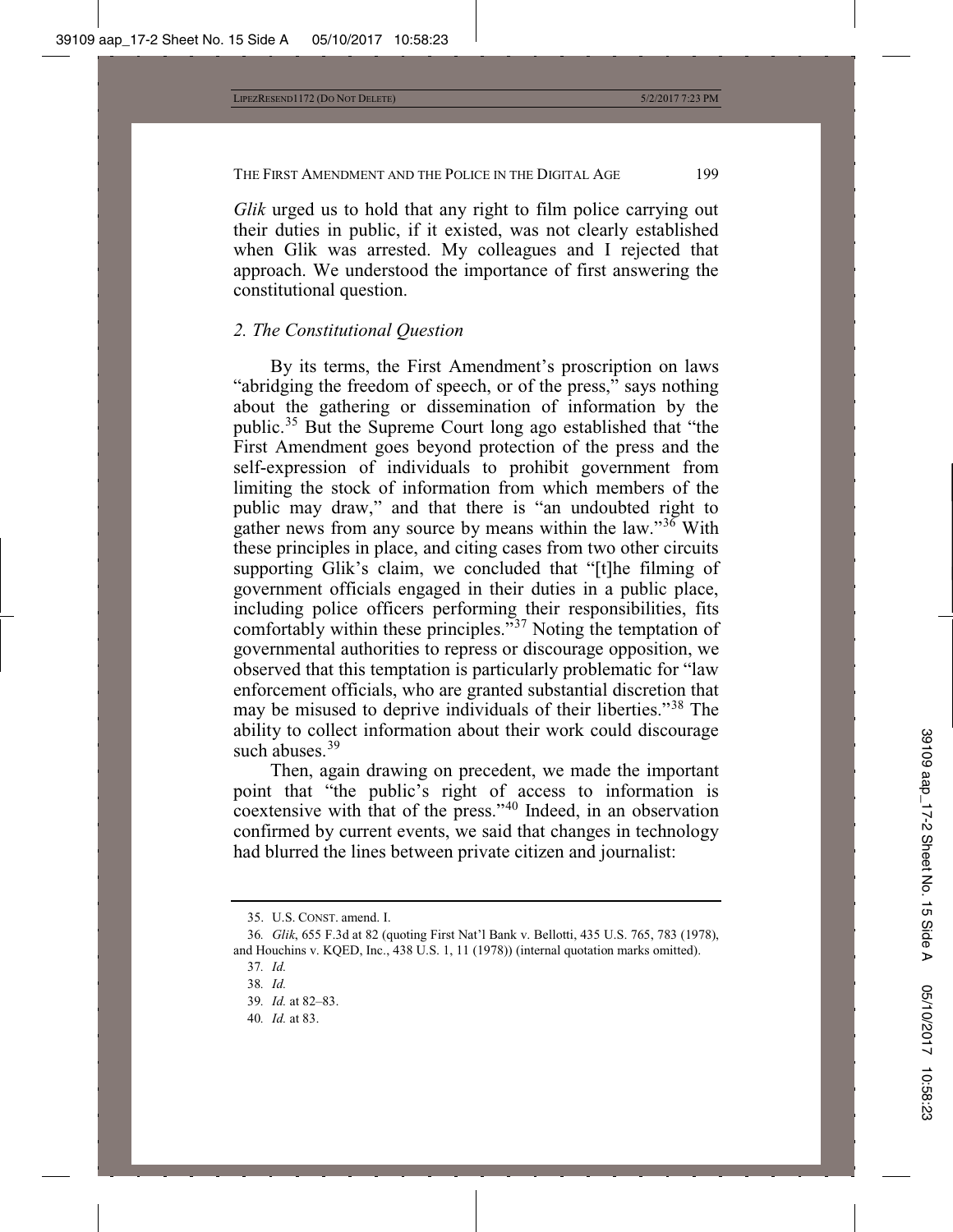*Glik* urged us to hold that any right to film police carrying out their duties in public, if it existed, was not clearly established when Glik was arrested. My colleagues and I rejected that approach. We understood the importance of first answering the constitutional question.

### *2. The Constitutional Question*

By its terms, the First Amendment's proscription on laws "abridging the freedom of speech, or of the press," says nothing about the gathering or dissemination of information by the public.[35] But the Supreme Court long ago established that "the First Amendment goes beyond protection of the press and the self-expression of individuals to prohibit government from limiting the stock of information from which members of the public may draw," and that there is "an undoubted right to gather news from any source by means within the law."[36] With these principles in place, and citing cases from two other circuits supporting Glik's claim, we concluded that "[t]he filming of government officials engaged in their duties in a public place, including police officers performing their responsibilities, fits comfortably within these principles."[37] Noting the temptation of governmental authorities to repress or discourage opposition, we observed that this temptation is particularly problematic for "law enforcement officials, who are granted substantial discretion that may be misused to deprive individuals of their liberties."[38] The ability to collect information about their work could discourage such abuses.[39]

Then, again drawing on precedent, we made the important point that "the public's right of access to information is coextensive with that of the press."[40] Indeed, in an observation confirmed by current events, we said that changes in technology had blurred the lines between private citizen and journalist:

---

35. U.S. CONST. amend. I.

36. *Glik*, 655 F.3d at 82 (quoting First Nat'l Bank v. Bellotti, 435 U.S. 765, 783 (1978), and Houchins v. KQED, Inc., 438 U.S. 1, 11 (1978)) (internal quotation marks omitted).

37. *Id.*

38. *Id.*

39. *Id.* at 82–83.

40. *Id.* at 83.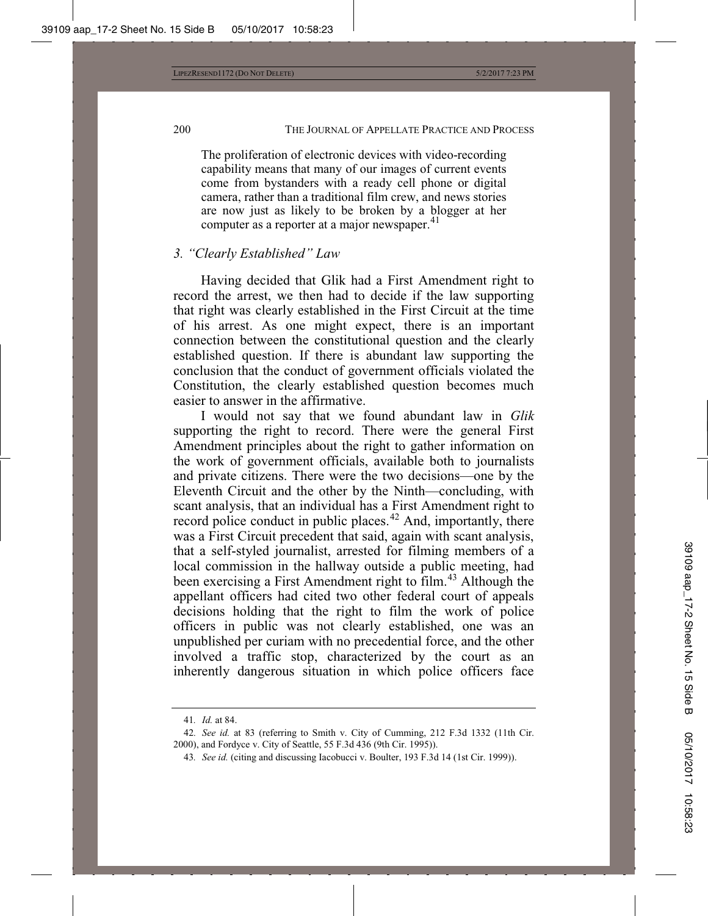> The proliferation of electronic devices with video-recording capability means that many of our images of current events come from bystanders with a ready cell phone or digital camera, rather than a traditional film crew, and news stories are now just as likely to be broken by a blogger at her computer as a reporter at a major newspaper.[41]

### *3. "Clearly Established" Law*

Having decided that Glik had a First Amendment right to record the arrest, we then had to decide if the law supporting that right was clearly established in the First Circuit at the time of his arrest. As one might expect, there is an important connection between the constitutional question and the clearly established question. If there is abundant law supporting the conclusion that the conduct of government officials violated the Constitution, the clearly established question becomes much easier to answer in the affirmative.

I would not say that we found abundant law in *Glik* supporting the right to record. There were the general First Amendment principles about the right to gather information on the work of government officials, available both to journalists and private citizens. There were the two decisions—one by the Eleventh Circuit and the other by the Ninth—concluding, with scant analysis, that an individual has a First Amendment right to record police conduct in public places.[42] And, importantly, there was a First Circuit precedent that said, again with scant analysis, that a self-styled journalist, arrested for filming members of a local commission in the hallway outside a public meeting, had been exercising a First Amendment right to film.[43] Although the appellant officers had cited two other federal court of appeals decisions holding that the right to film the work of police officers in public was not clearly established, one was an unpublished per curiam with no precedential force, and the other involved a traffic stop, characterized by the court as an inherently dangerous situation in which police officers face

---

41. *Id.* at 84.

42. *See id.* at 83 (referring to Smith v. City of Cumming, 212 F.3d 1332 (11th Cir. 2000), and Fordyce v. City of Seattle, 55 F.3d 436 (9th Cir. 1995)).

43. *See id.* (citing and discussing Iacobucci v. Boulter, 193 F.3d 14 (1st Cir. 1999)).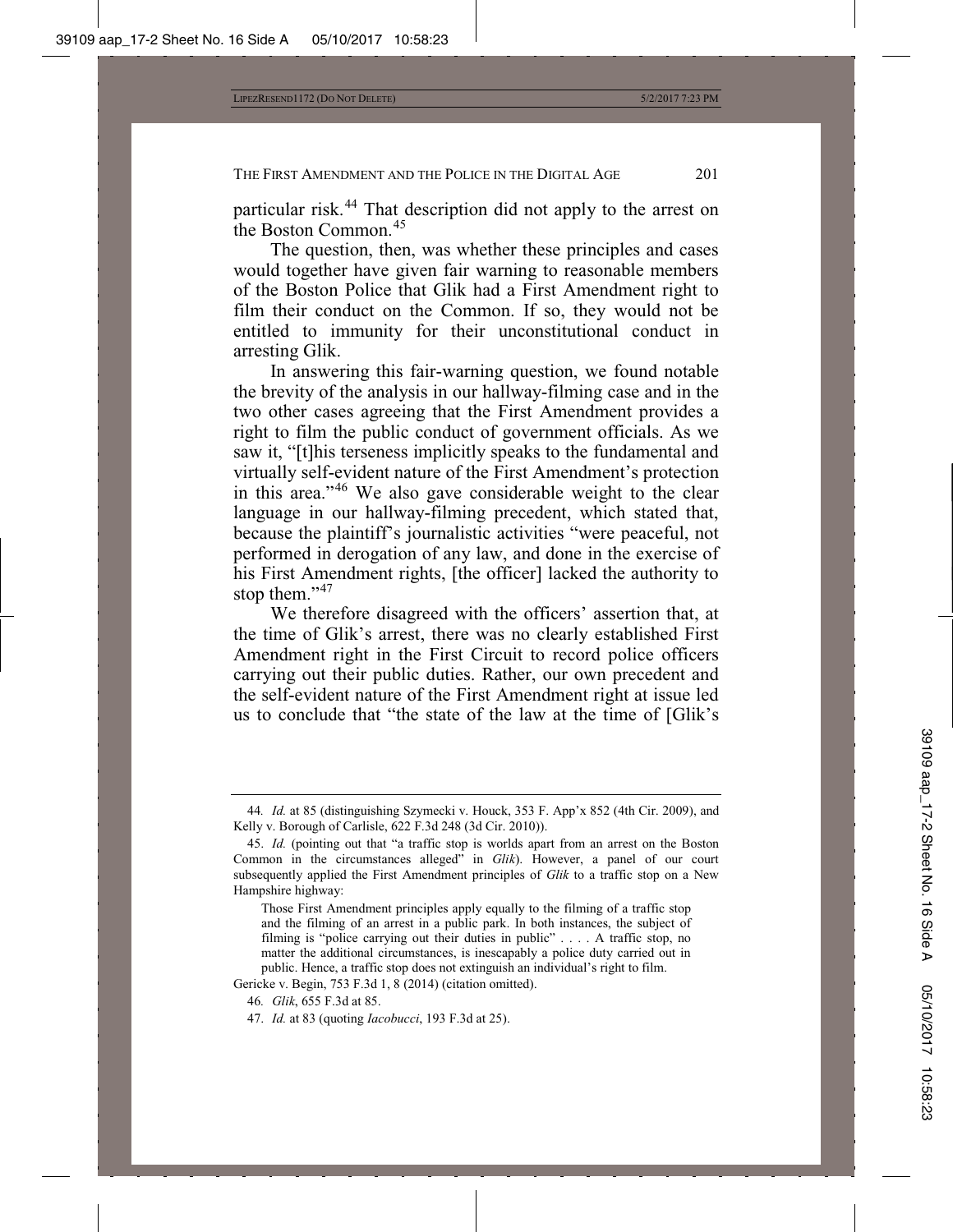particular risk.[44] That description did not apply to the arrest on the Boston Common.[45]

The question, then, was whether these principles and cases would together have given fair warning to reasonable members of the Boston Police that Glik had a First Amendment right to film their conduct on the Common. If so, they would not be entitled to immunity for their unconstitutional conduct in arresting Glik.

In answering this fair-warning question, we found notable the brevity of the analysis in our hallway-filming case and in the two other cases agreeing that the First Amendment provides a right to film the public conduct of government officials. As we saw it, "[t]his terseness implicitly speaks to the fundamental and virtually self-evident nature of the First Amendment's protection in this area."[46] We also gave considerable weight to the clear language in our hallway-filming precedent, which stated that, because the plaintiff's journalistic activities "were peaceful, not performed in derogation of any law, and done in the exercise of his First Amendment rights, [the officer] lacked the authority to stop them."[47]

We therefore disagreed with the officers' assertion that, at the time of Glik's arrest, there was no clearly established First Amendment right in the First Circuit to record police officers carrying out their public duties. Rather, our own precedent and the self-evident nature of the First Amendment right at issue led us to conclude that "the state of the law at the time of [Glik's

---

44. *Id.* at 85 (distinguishing Szymecki v. Houck, 353 F. App'x 852 (4th Cir. 2009), and Kelly v. Borough of Carlisle, 622 F.3d 248 (3d Cir. 2010)).

45. *Id.* (pointing out that "a traffic stop is worlds apart from an arrest on the Boston Common in the circumstances alleged" in *Glik*). However, a panel of our court subsequently applied the First Amendment principles of *Glik* to a traffic stop on a New Hampshire highway:

> Those First Amendment principles apply equally to the filming of a traffic stop and the filming of an arrest in a public park. In both instances, the subject of filming is "police carrying out their duties in public" . . . . A traffic stop, no matter the additional circumstances, is inescapably a police duty carried out in public. Hence, a traffic stop does not extinguish an individual's right to film.

Gericke v. Begin, 753 F.3d 1, 8 (2014) (citation omitted).

46. *Glik*, 655 F.3d at 85.

47. *Id.* at 83 (quoting *Iacobucci*, 193 F.3d at 25).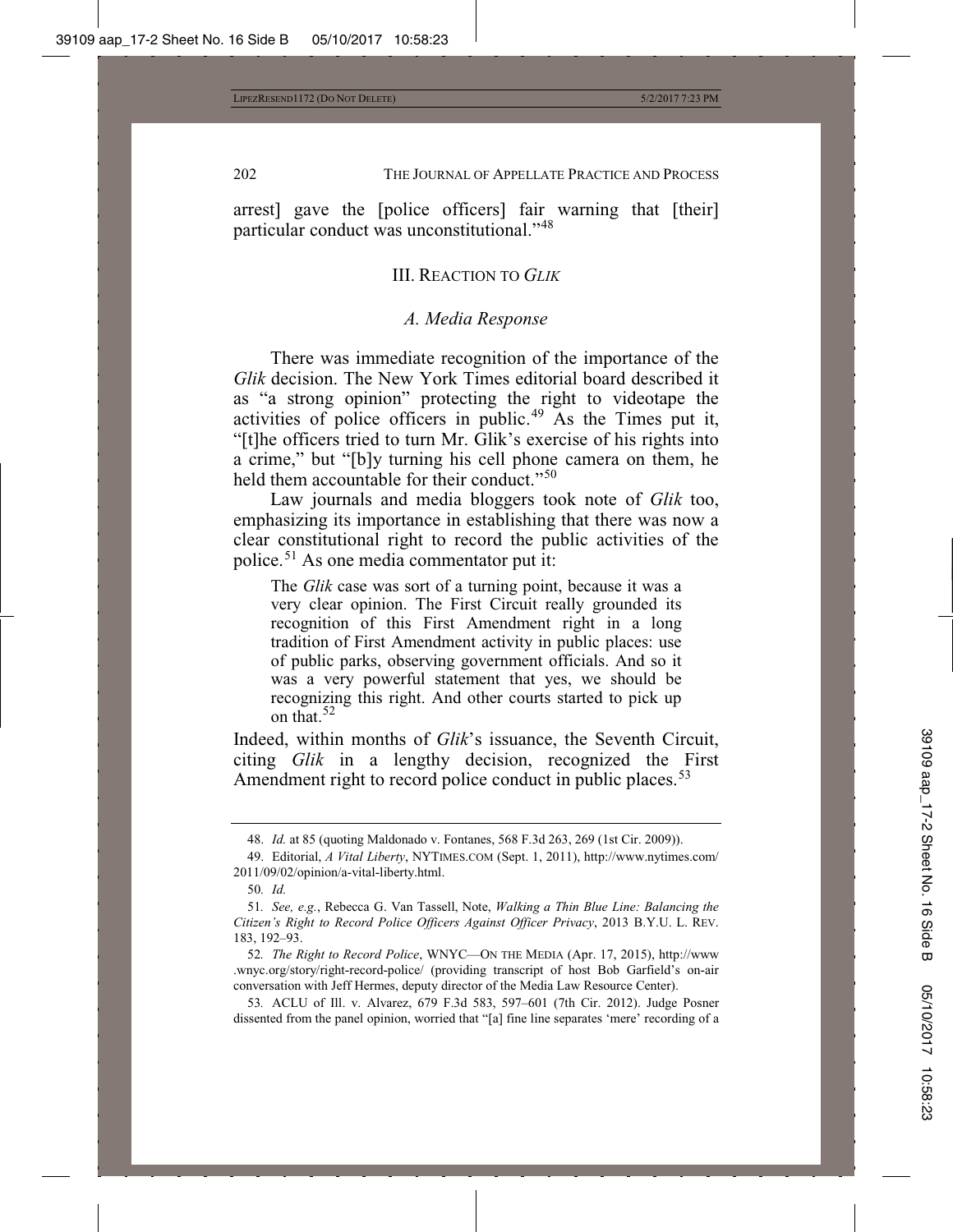arrest] gave the [police officers] fair warning that [their] particular conduct was unconstitutional."[48]

## III. REACTION TO *GLIK*

### *A. Media Response*

There was immediate recognition of the importance of the *Glik* decision. The New York Times editorial board described it as "a strong opinion" protecting the right to videotape the activities of police officers in public.[49] As the Times put it, "[t]he officers tried to turn Mr. Glik's exercise of his rights into a crime," but "[b]y turning his cell phone camera on them, he held them accountable for their conduct."[50]

Law journals and media bloggers took note of *Glik* too, emphasizing its importance in establishing that there was now a clear constitutional right to record the public activities of the police.[51] As one media commentator put it:

> The *Glik* case was sort of a turning point, because it was a very clear opinion. The First Circuit really grounded its recognition of this First Amendment right in a long tradition of First Amendment activity in public places: use of public parks, observing government officials. And so it was a very powerful statement that yes, we should be recognizing this right. And other courts started to pick up on that.[52]

Indeed, within months of *Glik*'s issuance, the Seventh Circuit, citing *Glik* in a lengthy decision, recognized the First Amendment right to record police conduct in public places.[53]

---

48. *Id.* at 85 (quoting Maldonado v. Fontanes, 568 F.3d 263, 269 (1st Cir. 2009)).

49. Editorial, *A Vital Liberty*, NYTIMES.COM (Sept. 1, 2011), http://www.nytimes.com/2011/09/02/opinion/a-vital-liberty.html.

50. *Id.*

51. *See, e.g.*, Rebecca G. Van Tassell, Note, *Walking a Thin Blue Line: Balancing the Citizen's Right to Record Police Officers Against Officer Privacy*, 2013 B.Y.U. L. REV. 183, 192–93.

52. *The Right to Record Police*, WNYC—ON THE MEDIA (Apr. 17, 2015), http://www.wnyc.org/story/right-record-police/ (providing transcript of host Bob Garfield's on-air conversation with Jeff Hermes, deputy director of the Media Law Resource Center).

53. ACLU of Ill. v. Alvarez, 679 F.3d 583, 597–601 (7th Cir. 2012). Judge Posner dissented from the panel opinion, worried that "[a] fine line separates 'mere' recording of a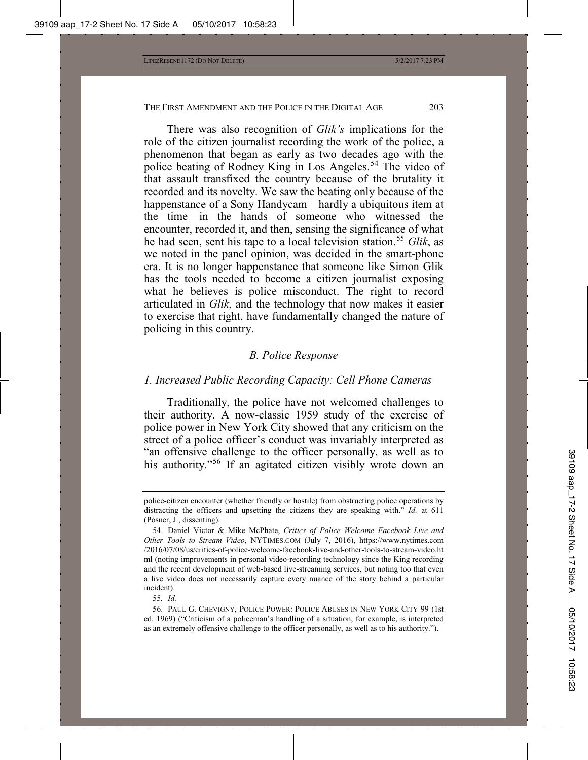There was also recognition of *Glik's* implications for the role of the citizen journalist recording the work of the police, a phenomenon that began as early as two decades ago with the police beating of Rodney King in Los Angeles.[54] The video of that assault transfixed the country because of the brutality it recorded and its novelty. We saw the beating only because of the happenstance of a Sony Handycam—hardly a ubiquitous item at the time—in the hands of someone who witnessed the encounter, recorded it, and then, sensing the significance of what he had seen, sent his tape to a local television station.[55] *Glik*, as we noted in the panel opinion, was decided in the smart-phone era. It is no longer happenstance that someone like Simon Glik has the tools needed to become a citizen journalist exposing what he believes is police misconduct. The right to record articulated in *Glik*, and the technology that now makes it easier to exercise that right, have fundamentally changed the nature of policing in this country.

### *B. Police Response*

#### *1. Increased Public Recording Capacity: Cell Phone Cameras*

Traditionally, the police have not welcomed challenges to their authority. A now-classic 1959 study of the exercise of police power in New York City showed that any criticism on the street of a police officer's conduct was invariably interpreted as "an offensive challenge to the officer personally, as well as to his authority."[56] If an agitated citizen visibly wrote down an

---

police-citizen encounter (whether friendly or hostile) from obstructing police operations by distracting the officers and upsetting the citizens they are speaking with." *Id.* at 611 (Posner, J., dissenting).

54. Daniel Victor & Mike McPhate, *Critics of Police Welcome Facebook Live and Other Tools to Stream Video*, NYTIMES.COM (July 7, 2016), https://www.nytimes.com/2016/07/08/us/critics-of-police-welcome-facebook-live-and-other-tools-to-stream-video.html (noting improvements in personal video-recording technology since the King recording and the recent development of web-based live-streaming services, but noting too that even a live video does not necessarily capture every nuance of the story behind a particular incident).

55. *Id.*

56. PAUL G. CHEVIGNY, POLICE POWER: POLICE ABUSES IN NEW YORK CITY 99 (1st ed. 1969) ("Criticism of a policeman's handling of a situation, for example, is interpreted as an extremely offensive challenge to the officer personally, as well as to his authority.").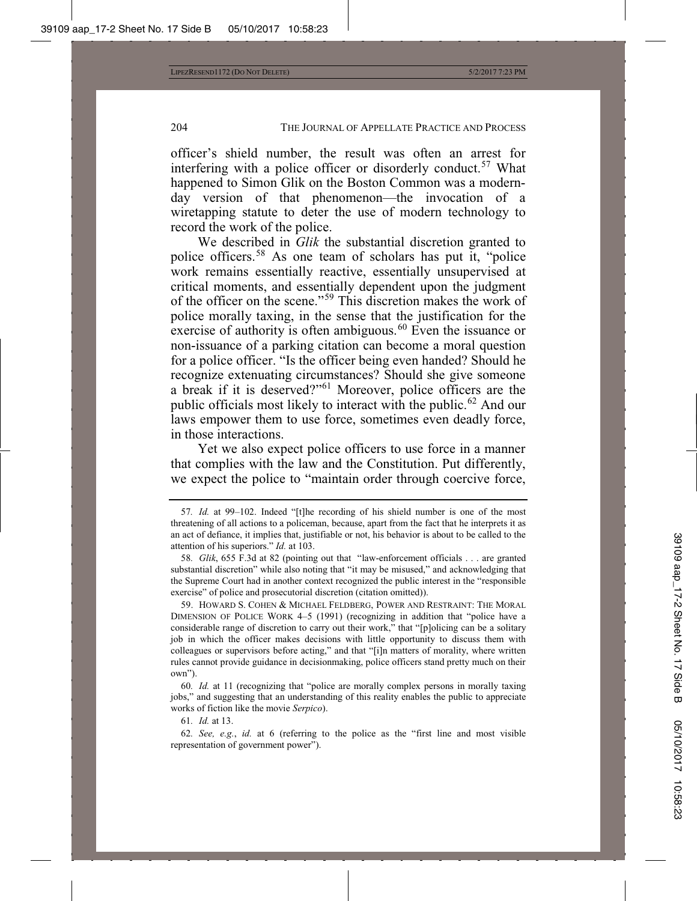officer's shield number, the result was often an arrest for interfering with a police officer or disorderly conduct.[57] What happened to Simon Glik on the Boston Common was a modern-day version of that phenomenon—the invocation of a wiretapping statute to deter the use of modern technology to record the work of the police.

We described in *Glik* the substantial discretion granted to police officers.[58] As one team of scholars has put it, "police work remains essentially reactive, essentially unsupervised at critical moments, and essentially dependent upon the judgment of the officer on the scene."[59] This discretion makes the work of police morally taxing, in the sense that the justification for the exercise of authority is often ambiguous.[60] Even the issuance or non-issuance of a parking citation can become a moral question for a police officer. "Is the officer being even handed? Should he recognize extenuating circumstances? Should she give someone a break if it is deserved?"[61] Moreover, police officers are the public officials most likely to interact with the public.[62] And our laws empower them to use force, sometimes even deadly force, in those interactions.

Yet we also expect police officers to use force in a manner that complies with the law and the Constitution. Put differently, we expect the police to "maintain order through coercive force,

---

57. *Id.* at 99–102. Indeed "[t]he recording of his shield number is one of the most threatening of all actions to a policeman, because, apart from the fact that he interprets it as an act of defiance, it implies that, justifiable or not, his behavior is about to be called to the attention of his superiors." *Id.* at 103.

58. *Glik*, 655 F.3d at 82 (pointing out that "law-enforcement officials . . . are granted substantial discretion" while also noting that "it may be misused," and acknowledging that the Supreme Court had in another context recognized the public interest in the "responsible exercise" of police and prosecutorial discretion (citation omitted)).

59. HOWARD S. COHEN & MICHAEL FELDBERG, POWER AND RESTRAINT: THE MORAL DIMENSION OF POLICE WORK 4–5 (1991) (recognizing in addition that "police have a considerable range of discretion to carry out their work," that "[p]olicing can be a solitary job in which the officer makes decisions with little opportunity to discuss them with colleagues or supervisors before acting," and that "[i]n matters of morality, where written rules cannot provide guidance in decisionmaking, police officers stand pretty much on their own").

60. *Id.* at 11 (recognizing that "police are morally complex persons in morally taxing jobs," and suggesting that an understanding of this reality enables the public to appreciate works of fiction like the movie *Serpico*).

61. *Id.* at 13.

62. *See, e.g.*, *id.* at 6 (referring to the police as the "first line and most visible representation of government power").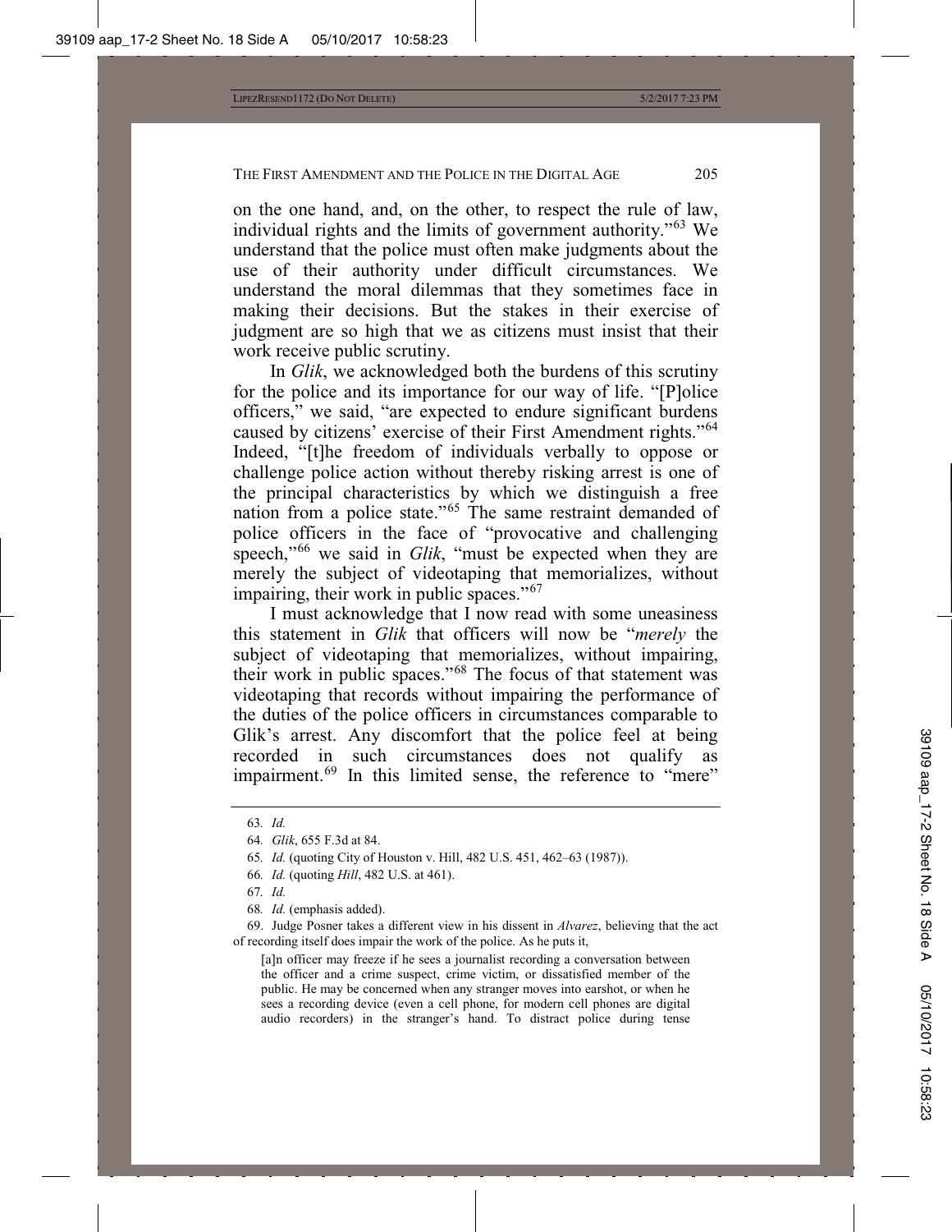on the one hand, and, on the other, to respect the rule of law, individual rights and the limits of government authority."[63] We understand that the police must often make judgments about the use of their authority under difficult circumstances. We understand the moral dilemmas that they sometimes face in making their decisions. But the stakes in their exercise of judgment are so high that we as citizens must insist that their work receive public scrutiny.

In *Glik*, we acknowledged both the burdens of this scrutiny for the police and its importance for our way of life. "[P]olice officers," we said, "are expected to endure significant burdens caused by citizens' exercise of their First Amendment rights."[64] Indeed, "[t]he freedom of individuals verbally to oppose or challenge police action without thereby risking arrest is one of the principal characteristics by which we distinguish a free nation from a police state."[65] The same restraint demanded of police officers in the face of "provocative and challenging speech,"[66] we said in *Glik*, "must be expected when they are merely the subject of videotaping that memorializes, without impairing, their work in public spaces."[67]

I must acknowledge that I now read with some uneasiness this statement in *Glik* that officers will now be "*merely* the subject of videotaping that memorializes, without impairing, their work in public spaces."[68] The focus of that statement was videotaping that records without impairing the performance of the duties of the police officers in circumstances comparable to Glik's arrest. Any discomfort that the police feel at being recorded in such circumstances does not qualify as impairment.[69] In this limited sense, the reference to "mere"

---

63. *Id.*

64. *Glik*, 655 F.3d at 84.

65. *Id.* (quoting City of Houston v. Hill, 482 U.S. 451, 462–63 (1987)).

66. *Id.* (quoting *Hill*, 482 U.S. at 461).

67. *Id.*

68. *Id.* (emphasis added).

69. Judge Posner takes a different view in his dissent in *Alvarez*, believing that the act of recording itself does impair the work of the police. As he puts it,

> [a]n officer may freeze if he sees a journalist recording a conversation between the officer and a crime suspect, crime victim, or dissatisfied member of the public. He may be concerned when any stranger moves into earshot, or when he sees a recording device (even a cell phone, for modern cell phones are digital audio recorders) in the stranger's hand. To distract police during tense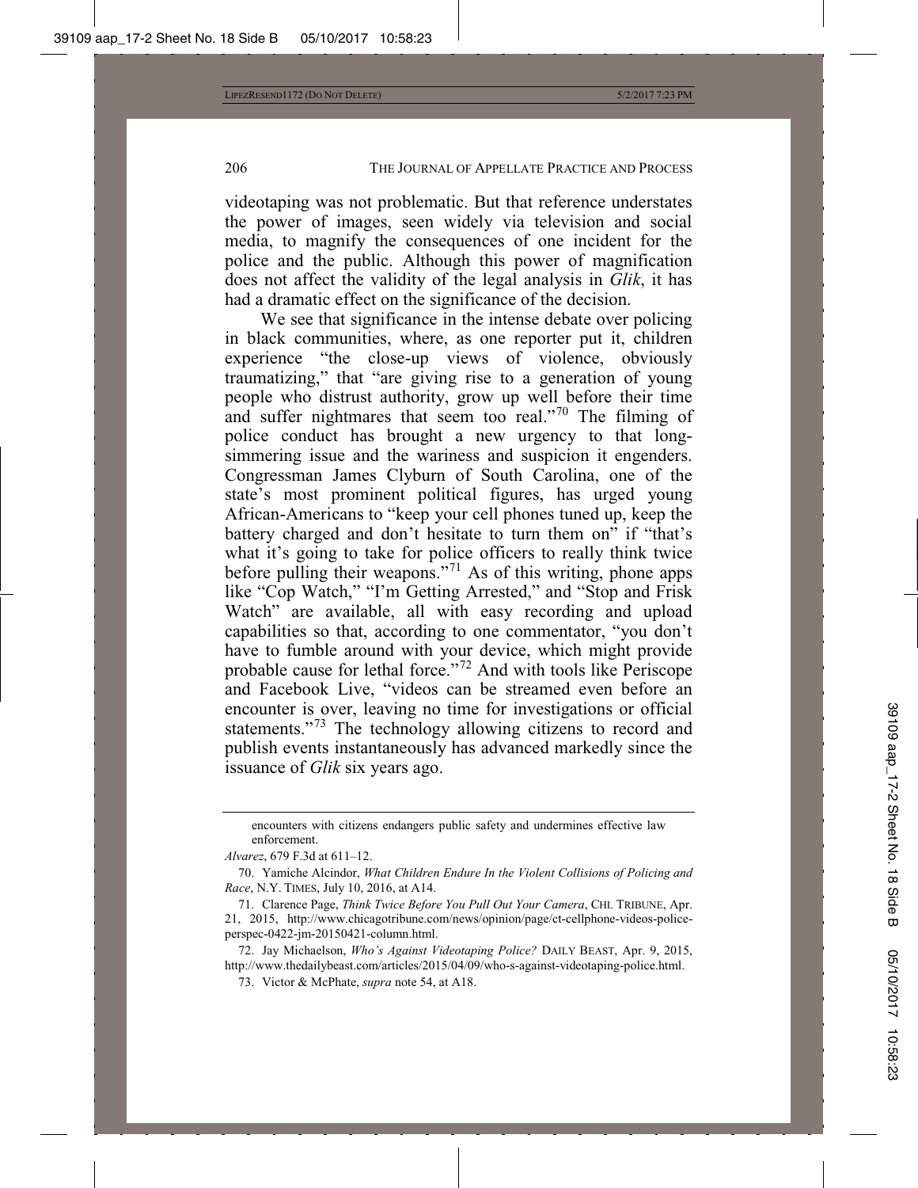videotaping was not problematic. But that reference understates the power of images, seen widely via television and social media, to magnify the consequences of one incident for the police and the public. Although this power of magnification does not affect the validity of the legal analysis in *Glik*, it has had a dramatic effect on the significance of the decision.

We see that significance in the intense debate over policing in black communities, where, as one reporter put it, children experience "the close-up views of violence, obviously traumatizing," that "are giving rise to a generation of young people who distrust authority, grow up well before their time and suffer nightmares that seem too real."[70] The filming of police conduct has brought a new urgency to that long-simmering issue and the wariness and suspicion it engenders. Congressman James Clyburn of South Carolina, one of the state's most prominent political figures, has urged young African-Americans to "keep your cell phones tuned up, keep the battery charged and don't hesitate to turn them on" if "that's what it's going to take for police officers to really think twice before pulling their weapons."[71] As of this writing, phone apps like "Cop Watch," "I'm Getting Arrested," and "Stop and Frisk Watch" are available, all with easy recording and upload capabilities so that, according to one commentator, "you don't have to fumble around with your device, which might provide probable cause for lethal force."[72] And with tools like Periscope and Facebook Live, "videos can be streamed even before an encounter is over, leaving no time for investigations or official statements."[73] The technology allowing citizens to record and publish events instantaneously has advanced markedly since the issuance of *Glik* six years ago.

---

encounters with citizens endangers public safety and undermines effective law enforcement.

*Alvarez*, 679 F.3d at 611–12.

70. Yamiche Alcindor, *What Children Endure In the Violent Collisions of Policing and Race*, N.Y. TIMES, July 10, 2016, at A14.

71. Clarence Page, *Think Twice Before You Pull Out Your Camera*, CHI. TRIBUNE, Apr. 21, 2015, http://www.chicagotribune.com/news/opinion/page/ct-cellphone-videos-police-perspec-0422-jm-20150421-column.html.

72. Jay Michaelson, *Who's Against Videotaping Police?* DAILY BEAST, Apr. 9, 2015, http://www.thedailybeast.com/articles/2015/04/09/who-s-against-videotaping-police.html.

73. Victor & McPhate, *supra* note 54, at A18.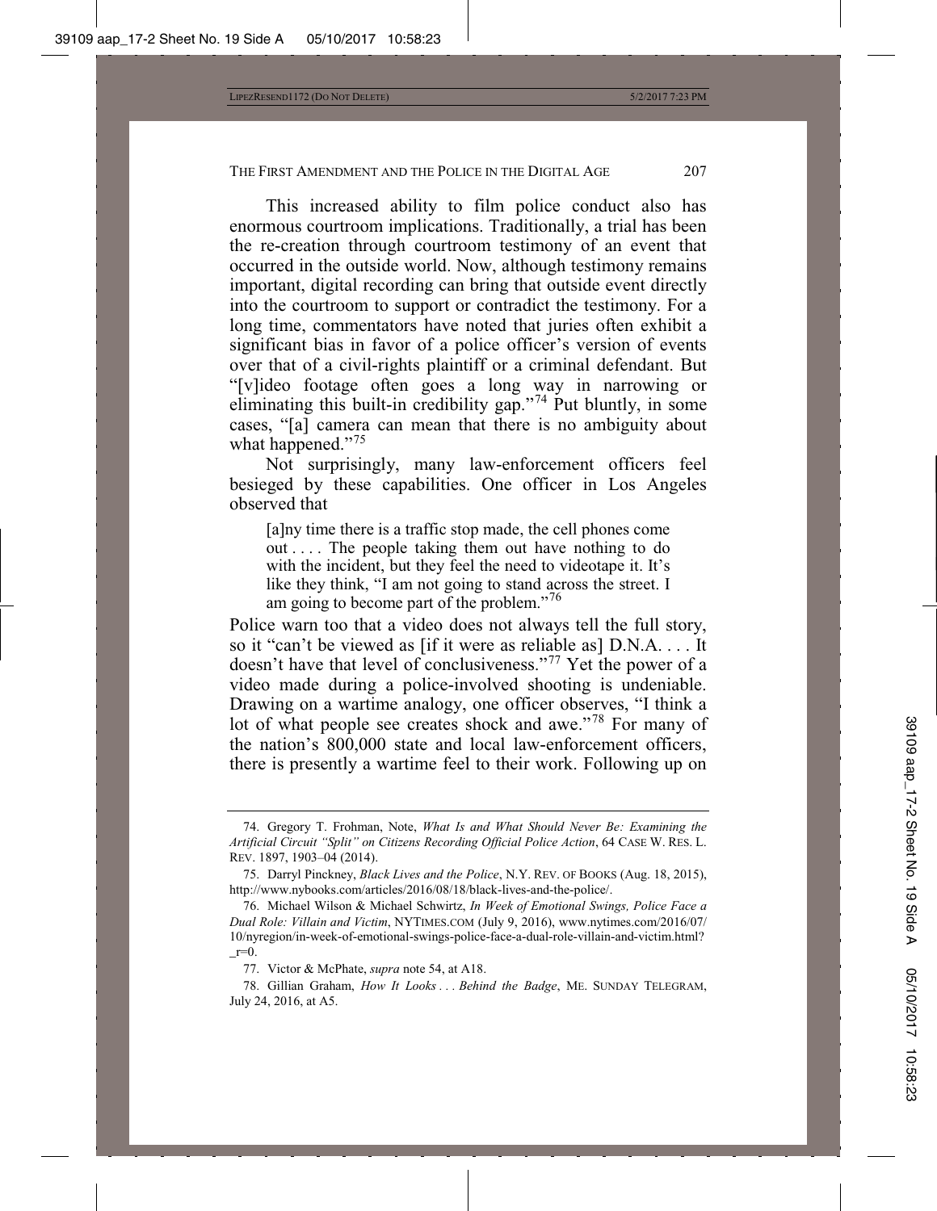This increased ability to film police conduct also has enormous courtroom implications. Traditionally, a trial has been the re-creation through courtroom testimony of an event that occurred in the outside world. Now, although testimony remains important, digital recording can bring that outside event directly into the courtroom to support or contradict the testimony. For a long time, commentators have noted that juries often exhibit a significant bias in favor of a police officer's version of events over that of a civil-rights plaintiff or a criminal defendant. But "[v]ideo footage often goes a long way in narrowing or eliminating this built-in credibility gap."[74] Put bluntly, in some cases, "[a] camera can mean that there is no ambiguity about what happened."[75]

Not surprisingly, many law-enforcement officers feel besieged by these capabilities. One officer in Los Angeles observed that

> [a]ny time there is a traffic stop made, the cell phones come out . . . . The people taking them out have nothing to do with the incident, but they feel the need to videotape it. It's like they think, "I am not going to stand across the street. I am going to become part of the problem."[76]

Police warn too that a video does not always tell the full story, so it "can't be viewed as [if it were as reliable as] D.N.A. . . . It doesn't have that level of conclusiveness."[77] Yet the power of a video made during a police-involved shooting is undeniable. Drawing on a wartime analogy, one officer observes, "I think a lot of what people see creates shock and awe."[78] For many of the nation's 800,000 state and local law-enforcement officers, there is presently a wartime feel to their work. Following up on

---

74. Gregory T. Frohman, Note, *What Is and What Should Never Be: Examining the Artificial Circuit "Split" on Citizens Recording Official Police Action*, 64 CASE W. RES. L. REV. 1897, 1903–04 (2014).

75. Darryl Pinckney, *Black Lives and the Police*, N.Y. REV. OF BOOKS (Aug. 18, 2015), http://www.nybooks.com/articles/2016/08/18/black-lives-and-the-police/.

76. Michael Wilson & Michael Schwirtz, *In Week of Emotional Swings, Police Face a Dual Role: Villain and Victim*, NYTIMES.COM (July 9, 2016), www.nytimes.com/2016/07/10/nyregion/in-week-of-emotional-swings-police-face-a-dual-role-villain-and-victim.html?_r=0.

77. Victor & McPhate, *supra* note 54, at A18.

78. Gillian Graham, *How It Looks . . . Behind the Badge*, ME. SUNDAY TELEGRAM, July 24, 2016, at A5.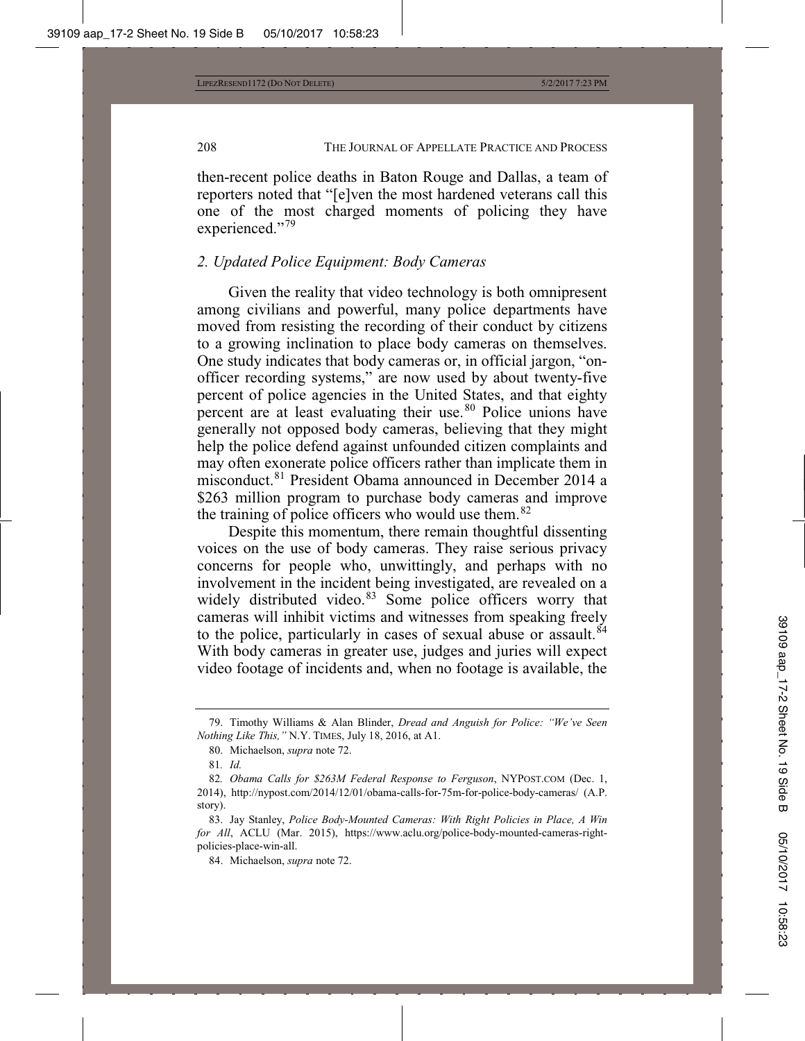then-recent police deaths in Baton Rouge and Dallas, a team of reporters noted that "[e]ven the most hardened veterans call this one of the most charged moments of policing they have experienced."[79]

### *2. Updated Police Equipment: Body Cameras*

Given the reality that video technology is both omnipresent among civilians and powerful, many police departments have moved from resisting the recording of their conduct by citizens to a growing inclination to place body cameras on themselves. One study indicates that body cameras or, in official jargon, "on-officer recording systems," are now used by about twenty-five percent of police agencies in the United States, and that eighty percent are at least evaluating their use.[80] Police unions have generally not opposed body cameras, believing that they might help the police defend against unfounded citizen complaints and may often exonerate police officers rather than implicate them in misconduct.[81] President Obama announced in December 2014 a $263 million program to purchase body cameras and improve the training of police officers who would use them.[82]

Despite this momentum, there remain thoughtful dissenting voices on the use of body cameras. They raise serious privacy concerns for people who, unwittingly, and perhaps with no involvement in the incident being investigated, are revealed on a widely distributed video.[83] Some police officers worry that cameras will inhibit victims and witnesses from speaking freely to the police, particularly in cases of sexual abuse or assault.[84] With body cameras in greater use, judges and juries will expect video footage of incidents and, when no footage is available, the

---

79. Timothy Williams & Alan Blinder, *Dread and Anguish for Police: "We've Seen Nothing Like This,"* N.Y. TIMES, July 18, 2016, at A1.

80. Michaelson, *supra* note 72.

81. *Id.*

82. *Obama Calls for $263M Federal Response to Ferguson*, NYPOST.COM (Dec. 1, 2014), http://nypost.com/2014/12/01/obama-calls-for-75m-for-police-body-cameras/ (A.P. story).

83. Jay Stanley, *Police Body-Mounted Cameras: With Right Policies in Place, A Win for All*, ACLU (Mar. 2015), https://www.aclu.org/police-body-mounted-cameras-right-policies-place-win-all.

84. Michaelson, *supra* note 72.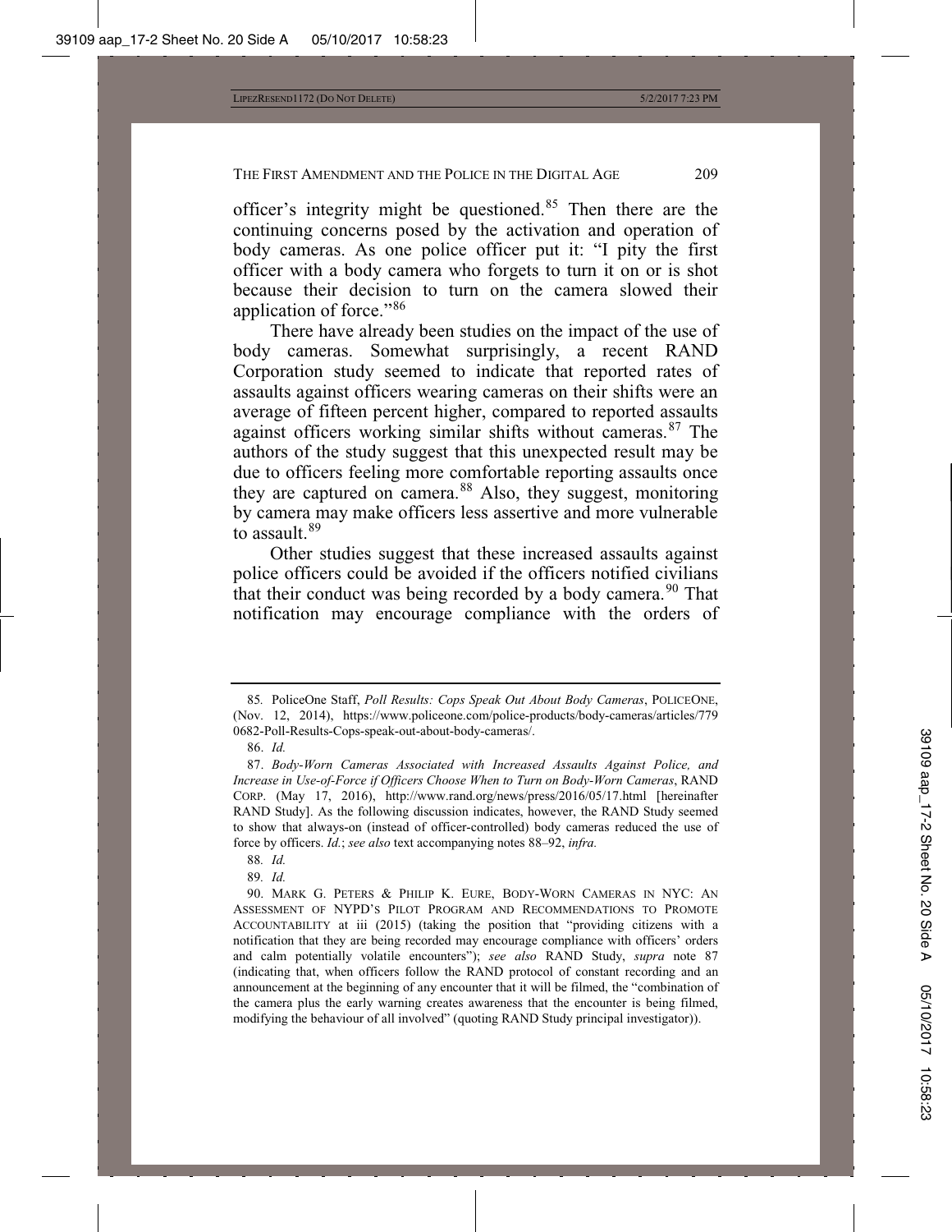officer's integrity might be questioned.[85] Then there are the continuing concerns posed by the activation and operation of body cameras. As one police officer put it: "I pity the first officer with a body camera who forgets to turn it on or is shot because their decision to turn on the camera slowed their application of force."[86]

There have already been studies on the impact of the use of body cameras. Somewhat surprisingly, a recent RAND Corporation study seemed to indicate that reported rates of assaults against officers wearing cameras on their shifts were an average of fifteen percent higher, compared to reported assaults against officers working similar shifts without cameras.[87] The authors of the study suggest that this unexpected result may be due to officers feeling more comfortable reporting assaults once they are captured on camera.[88] Also, they suggest, monitoring by camera may make officers less assertive and more vulnerable to assault.[89]

Other studies suggest that these increased assaults against police officers could be avoided if the officers notified civilians that their conduct was being recorded by a body camera.[90] That notification may encourage compliance with the orders of

---

85. PoliceOne Staff, *Poll Results: Cops Speak Out About Body Cameras*, POLICEONE, (Nov. 12, 2014), https://www.policeone.com/police-products/body-cameras/articles/7790682-Poll-Results-Cops-speak-out-about-body-cameras/.

86. *Id.*

87. *Body-Worn Cameras Associated with Increased Assaults Against Police, and Increase in Use-of-Force if Officers Choose When to Turn on Body-Worn Cameras*, RAND CORP. (May 17, 2016), http://www.rand.org/news/press/2016/05/17.html [hereinafter RAND Study]. As the following discussion indicates, however, the RAND Study seemed to show that always-on (instead of officer-controlled) body cameras reduced the use of force by officers. *Id.*; *see also* text accompanying notes 88–92, *infra.*

88. *Id.*

89. *Id.*

90. MARK G. PETERS & PHILIP K. EURE, BODY-WORN CAMERAS IN NYC: AN ASSESSMENT OF NYPD'S PILOT PROGRAM AND RECOMMENDATIONS TO PROMOTE ACCOUNTABILITY at iii (2015) (taking the position that "providing citizens with a notification that they are being recorded may encourage compliance with officers' orders and calm potentially volatile encounters"); *see also* RAND Study, *supra* note 87 (indicating that, when officers follow the RAND protocol of constant recording and an announcement at the beginning of any encounter that it will be filmed, the "combination of the camera plus the early warning creates awareness that the encounter is being filmed, modifying the behaviour of all involved" (quoting RAND Study principal investigator)).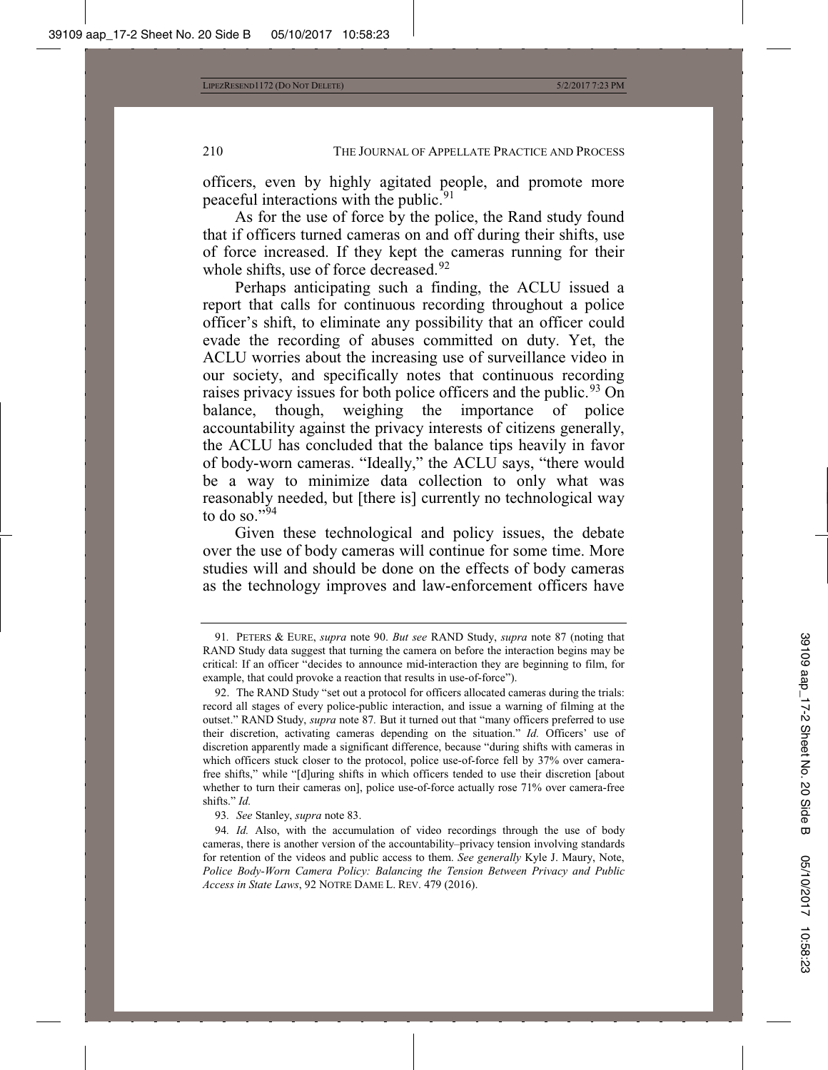officers, even by highly agitated people, and promote more peaceful interactions with the public.[91]

As for the use of force by the police, the Rand study found that if officers turned cameras on and off during their shifts, use of force increased. If they kept the cameras running for their whole shifts, use of force decreased.[92]

Perhaps anticipating such a finding, the ACLU issued a report that calls for continuous recording throughout a police officer's shift, to eliminate any possibility that an officer could evade the recording of abuses committed on duty. Yet, the ACLU worries about the increasing use of surveillance video in our society, and specifically notes that continuous recording raises privacy issues for both police officers and the public.[93] On balance, though, weighing the importance of police accountability against the privacy interests of citizens generally, the ACLU has concluded that the balance tips heavily in favor of body-worn cameras. "Ideally," the ACLU says, "there would be a way to minimize data collection to only what was reasonably needed, but [there is] currently no technological way to do so."[94]

Given these technological and policy issues, the debate over the use of body cameras will continue for some time. More studies will and should be done on the effects of body cameras as the technology improves and law-enforcement officers have

---

91. PETERS & EURE, *supra* note 90. *But see* RAND Study, *supra* note 87 (noting that RAND Study data suggest that turning the camera on before the interaction begins may be critical: If an officer "decides to announce mid-interaction they are beginning to film, for example, that could provoke a reaction that results in use-of-force").

92. The RAND Study "set out a protocol for officers allocated cameras during the trials: record all stages of every police-public interaction, and issue a warning of filming at the outset." RAND Study, *supra* note 87*.* But it turned out that "many officers preferred to use their discretion, activating cameras depending on the situation." *Id.* Officers' use of discretion apparently made a significant difference, because "during shifts with cameras in which officers stuck closer to the protocol, police use-of-force fell by 37% over camera-free shifts," while "[d]uring shifts in which officers tended to use their discretion [about whether to turn their cameras on], police use-of-force actually rose 71% over camera-free shifts." *Id.*

93. *See* Stanley, *supra* note 83.

94. *Id.* Also, with the accumulation of video recordings through the use of body cameras, there is another version of the accountability–privacy tension involving standards for retention of the videos and public access to them. *See generally* Kyle J. Maury, Note, *Police Body-Worn Camera Policy: Balancing the Tension Between Privacy and Public Access in State Laws*, 92 NOTRE DAME L. REV. 479 (2016).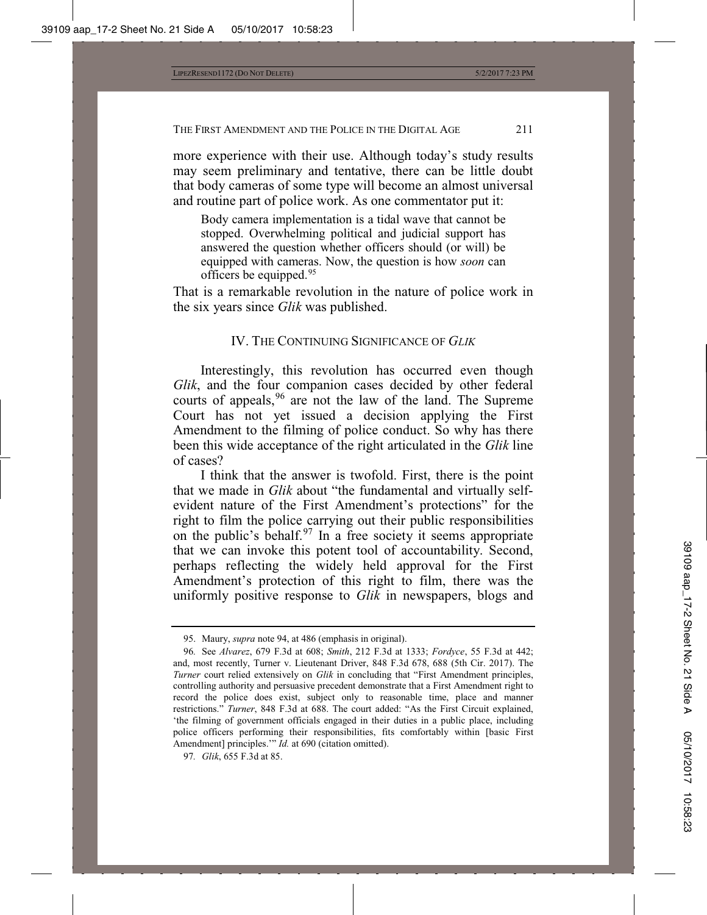more experience with their use. Although today's study results may seem preliminary and tentative, there can be little doubt that body cameras of some type will become an almost universal and routine part of police work. As one commentator put it:

> Body camera implementation is a tidal wave that cannot be stopped. Overwhelming political and judicial support has answered the question whether officers should (or will) be equipped with cameras. Now, the question is how *soon* can officers be equipped.[95]

That is a remarkable revolution in the nature of police work in the six years since *Glik* was published.

## IV. THE CONTINUING SIGNIFICANCE OF *GLIK*

Interestingly, this revolution has occurred even though *Glik*, and the four companion cases decided by other federal courts of appeals,[96] are not the law of the land. The Supreme Court has not yet issued a decision applying the First Amendment to the filming of police conduct. So why has there been this wide acceptance of the right articulated in the *Glik* line of cases?

I think that the answer is twofold. First, there is the point that we made in *Glik* about "the fundamental and virtually self-evident nature of the First Amendment's protections" for the right to film the police carrying out their public responsibilities on the public's behalf.[97] In a free society it seems appropriate that we can invoke this potent tool of accountability. Second, perhaps reflecting the widely held approval for the First Amendment's protection of this right to film, there was the uniformly positive response to *Glik* in newspapers, blogs and

---

95. Maury, *supra* note 94, at 486 (emphasis in original).

96. See *Alvarez*, 679 F.3d at 608; *Smith*, 212 F.3d at 1333; *Fordyce*, 55 F.3d at 442; and, most recently, Turner v. Lieutenant Driver, 848 F.3d 678, 688 (5th Cir. 2017). The *Turner* court relied extensively on *Glik* in concluding that "First Amendment principles, controlling authority and persuasive precedent demonstrate that a First Amendment right to record the police does exist, subject only to reasonable time, place and manner restrictions." *Turner*, 848 F.3d at 688. The court added: "As the First Circuit explained, 'the filming of government officials engaged in their duties in a public place, including police officers performing their responsibilities, fits comfortably within [basic First Amendment] principles.'" *Id.* at 690 (citation omitted).

97. *Glik*, 655 F.3d at 85.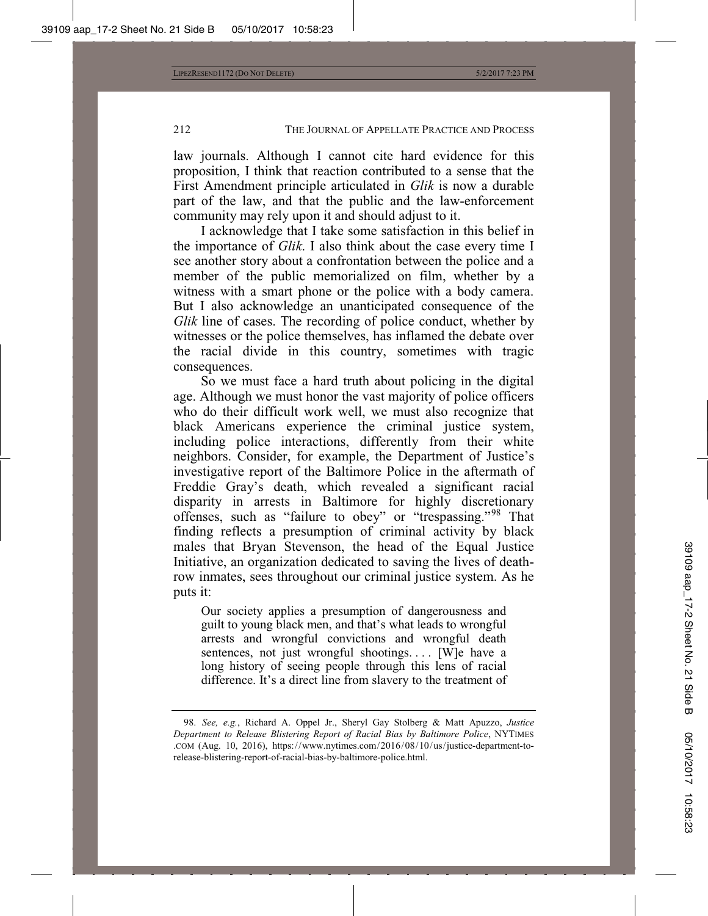law journals. Although I cannot cite hard evidence for this proposition, I think that reaction contributed to a sense that the First Amendment principle articulated in *Glik* is now a durable part of the law, and that the public and the law-enforcement community may rely upon it and should adjust to it.

I acknowledge that I take some satisfaction in this belief in the importance of *Glik*. I also think about the case every time I see another story about a confrontation between the police and a member of the public memorialized on film, whether by a witness with a smart phone or the police with a body camera. But I also acknowledge an unanticipated consequence of the *Glik* line of cases. The recording of police conduct, whether by witnesses or the police themselves, has inflamed the debate over the racial divide in this country, sometimes with tragic consequences.

So we must face a hard truth about policing in the digital age. Although we must honor the vast majority of police officers who do their difficult work well, we must also recognize that black Americans experience the criminal justice system, including police interactions, differently from their white neighbors. Consider, for example, the Department of Justice's investigative report of the Baltimore Police in the aftermath of Freddie Gray's death, which revealed a significant racial disparity in arrests in Baltimore for highly discretionary offenses, such as "failure to obey" or "trespassing."[98] That finding reflects a presumption of criminal activity by black males that Bryan Stevenson, the head of the Equal Justice Initiative, an organization dedicated to saving the lives of death-row inmates, sees throughout our criminal justice system. As he puts it:

> Our society applies a presumption of dangerousness and guilt to young black men, and that's what leads to wrongful arrests and wrongful convictions and wrongful death sentences, not just wrongful shootings. . . . [W]e have a long history of seeing people through this lens of racial difference. It's a direct line from slavery to the treatment of

98. *See, e.g.*, Richard A. Oppel Jr., Sheryl Gay Stolberg & Matt Apuzzo, *Justice Department to Release Blistering Report of Racial Bias by Baltimore Police*, NYTIMES.COM (Aug. 10, 2016), https://www.nytimes.com/2016/08/10/us/justice-department-to-release-blistering-report-of-racial-bias-by-baltimore-police.html.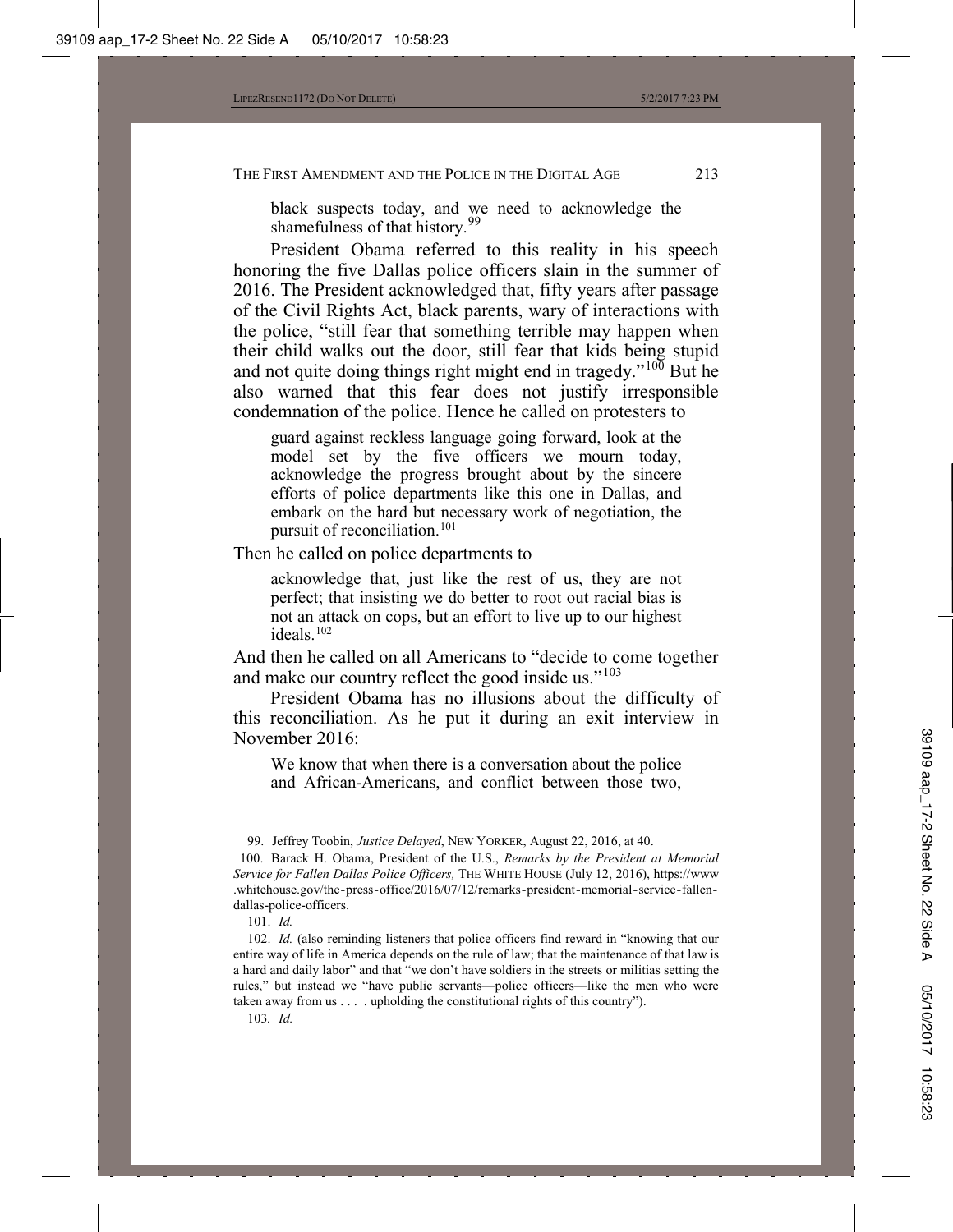black suspects today, and we need to acknowledge the shamefulness of that history.[99]

President Obama referred to this reality in his speech honoring the five Dallas police officers slain in the summer of 2016. The President acknowledged that, fifty years after passage of the Civil Rights Act, black parents, wary of interactions with the police, "still fear that something terrible may happen when their child walks out the door, still fear that kids being stupid and not quite doing things right might end in tragedy."[100] But he also warned that this fear does not justify irresponsible condemnation of the police. Hence he called on protesters to

> guard against reckless language going forward, look at the model set by the five officers we mourn today, acknowledge the progress brought about by the sincere efforts of police departments like this one in Dallas, and embark on the hard but necessary work of negotiation, the pursuit of reconciliation.[101]

Then he called on police departments to

> acknowledge that, just like the rest of us, they are not perfect; that insisting we do better to root out racial bias is not an attack on cops, but an effort to live up to our highest ideals.[102]

And then he called on all Americans to "decide to come together and make our country reflect the good inside us."[103]

President Obama has no illusions about the difficulty of this reconciliation. As he put it during an exit interview in November 2016:

> We know that when there is a conversation about the police and African-Americans, and conflict between those two,

---

99. Jeffrey Toobin, *Justice Delayed*, NEW YORKER, August 22, 2016, at 40.

100. Barack H. Obama, President of the U.S., *Remarks by the President at Memorial Service for Fallen Dallas Police Officers,* THE WHITE HOUSE (July 12, 2016), https://www.whitehouse.gov/the-press-office/2016/07/12/remarks-president-memorial-service-fallen-dallas-police-officers.

101. *Id.*

102. *Id.* (also reminding listeners that police officers find reward in "knowing that our entire way of life in America depends on the rule of law; that the maintenance of that law is a hard and daily labor" and that "we don't have soldiers in the streets or militias setting the rules," but instead we "have public servants—police officers—like the men who were taken away from us . . . . upholding the constitutional rights of this country").

103. *Id.*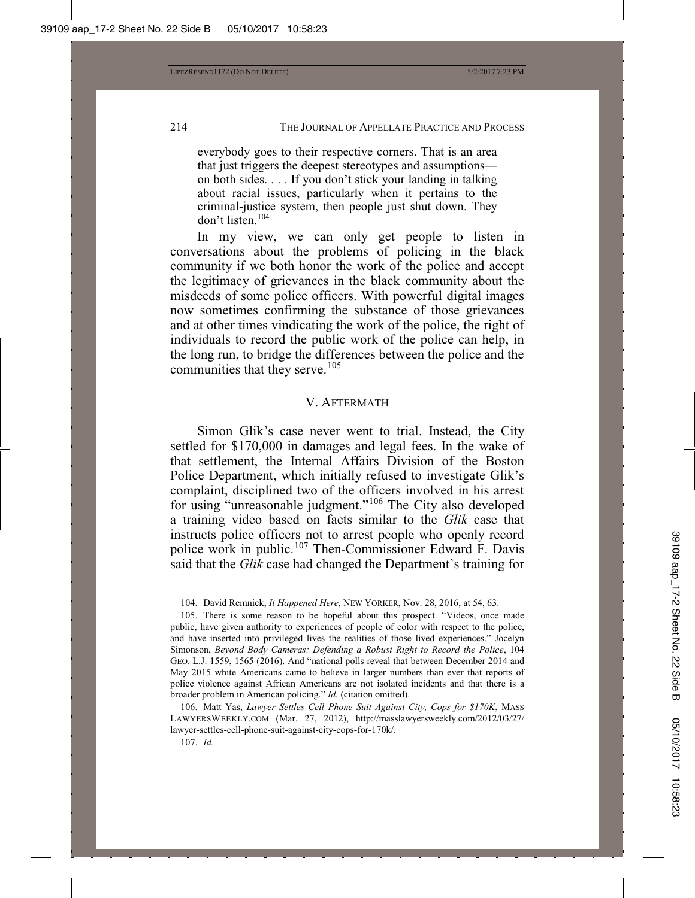everybody goes to their respective corners. That is an area that just triggers the deepest stereotypes and assumptions—on both sides. . . . If you don't stick your landing in talking about racial issues, particularly when it pertains to the criminal-justice system, then people just shut down. They don't listen.[104]

In my view, we can only get people to listen in conversations about the problems of policing in the black community if we both honor the work of the police and accept the legitimacy of grievances in the black community about the misdeeds of some police officers. With powerful digital images now sometimes confirming the substance of those grievances and at other times vindicating the work of the police, the right of individuals to record the public work of the police can help, in the long run, to bridge the differences between the police and the communities that they serve.[105]

## V. AFTERMATH

Simon Glik's case never went to trial. Instead, the City settled for $170,000 in damages and legal fees. In the wake of that settlement, the Internal Affairs Division of the Boston Police Department, which initially refused to investigate Glik's complaint, disciplined two of the officers involved in his arrest for using "unreasonable judgment."[106] The City also developed a training video based on facts similar to the *Glik* case that instructs police officers not to arrest people who openly record police work in public.[107] Then-Commissioner Edward F. Davis said that the *Glik* case had changed the Department's training for

---

104. David Remnick, *It Happened Here*, NEW YORKER, Nov. 28, 2016, at 54, 63.

105. There is some reason to be hopeful about this prospect. "Videos, once made public, have given authority to experiences of people of color with respect to the police, and have inserted into privileged lives the realities of those lived experiences." Jocelyn Simonson, *Beyond Body Cameras: Defending a Robust Right to Record the Police*, 104 GEO. L.J. 1559, 1565 (2016). And "national polls reveal that between December 2014 and May 2015 white Americans came to believe in larger numbers than ever that reports of police violence against African Americans are not isolated incidents and that there is a broader problem in American policing." *Id.* (citation omitted).

106. Matt Yas, *Lawyer Settles Cell Phone Suit Against City, Cops for $170K*, MASS LAWYERSWEEKLY.COM (Mar. 27, 2012), http://masslawyersweekly.com/2012/03/27/lawyer-settles-cell-phone-suit-against-city-cops-for-170k/.

107. *Id.*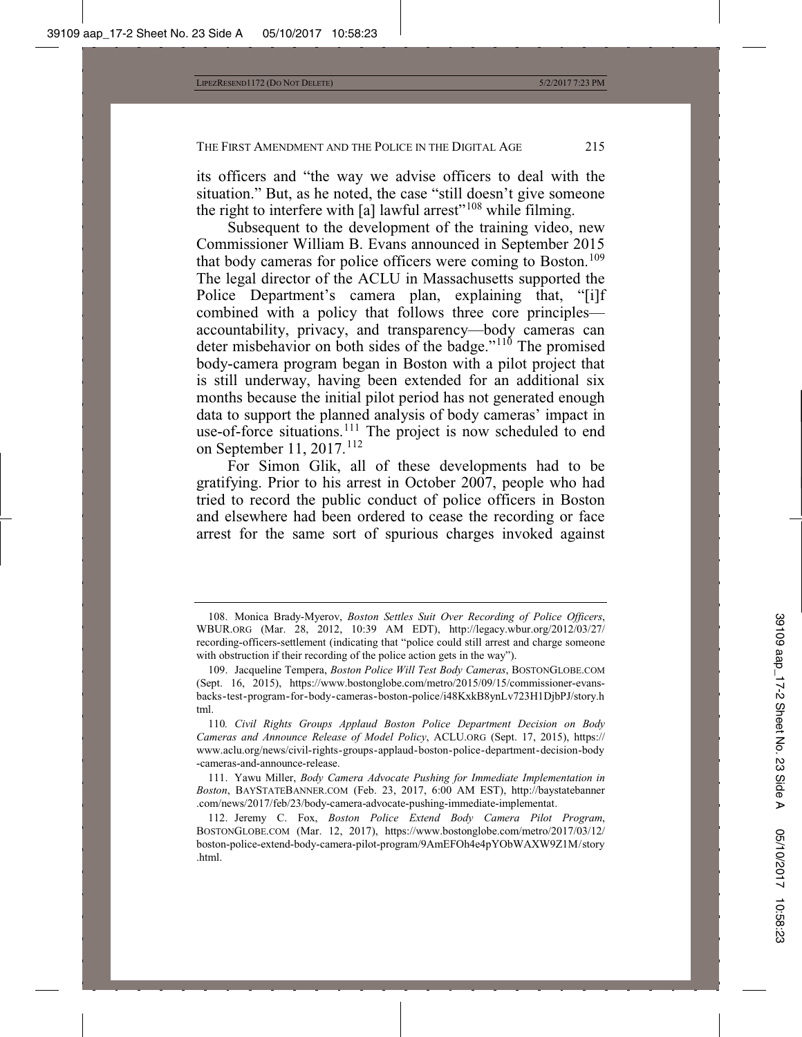its officers and "the way we advise officers to deal with the situation." But, as he noted, the case "still doesn't give someone the right to interfere with [a] lawful arrest"[108] while filming.

Subsequent to the development of the training video, new Commissioner William B. Evans announced in September 2015 that body cameras for police officers were coming to Boston.[109] The legal director of the ACLU in Massachusetts supported the Police Department's camera plan, explaining that, "[i]f combined with a policy that follows three core principles—accountability, privacy, and transparency—body cameras can deter misbehavior on both sides of the badge."[110] The promised body-camera program began in Boston with a pilot project that is still underway, having been extended for an additional six months because the initial pilot period has not generated enough data to support the planned analysis of body cameras' impact in use-of-force situations.[111] The project is now scheduled to end on September 11, 2017.[112]

For Simon Glik, all of these developments had to be gratifying. Prior to his arrest in October 2007, people who had tried to record the public conduct of police officers in Boston and elsewhere had been ordered to cease the recording or face arrest for the same sort of spurious charges invoked against

---

108. Monica Brady-Myerov, *Boston Settles Suit Over Recording of Police Officers*, WBUR.ORG (Mar. 28, 2012, 10:39 AM EDT), http://legacy.wbur.org/2012/03/27/recording-officers-settlement (indicating that "police could still arrest and charge someone with obstruction if their recording of the police action gets in the way").

109. Jacqueline Tempera, *Boston Police Will Test Body Cameras*, BOSTONGLOBE.COM (Sept. 16, 2015), https://www.bostonglobe.com/metro/2015/09/15/commissioner-evans-backs-test-program-for-body-cameras-boston-police/i48KxkB8ynLv723H1DjbPJ/story.html.

110. *Civil Rights Groups Applaud Boston Police Department Decision on Body Cameras and Announce Release of Model Policy*, ACLU.ORG (Sept. 17, 2015), https://www.aclu.org/news/civil-rights-groups-applaud-boston-police-department-decision-body-cameras-and-announce-release.

111. Yawu Miller, *Body Camera Advocate Pushing for Immediate Implementation in Boston*, BAYSTATEBANNER.COM (Feb. 23, 2017, 6:00 AM EST), http://baystatebanner.com/news/2017/feb/23/body-camera-advocate-pushing-immediate-implementat.

112. Jeremy C. Fox, *Boston Police Extend Body Camera Pilot Program*, BOSTONGLOBE.COM (Mar. 12, 2017), https://www.bostonglobe.com/metro/2017/03/12/boston-police-extend-body-camera-pilot-program/9AmEFOh4e4pYObWAXW9Z1M/story.html.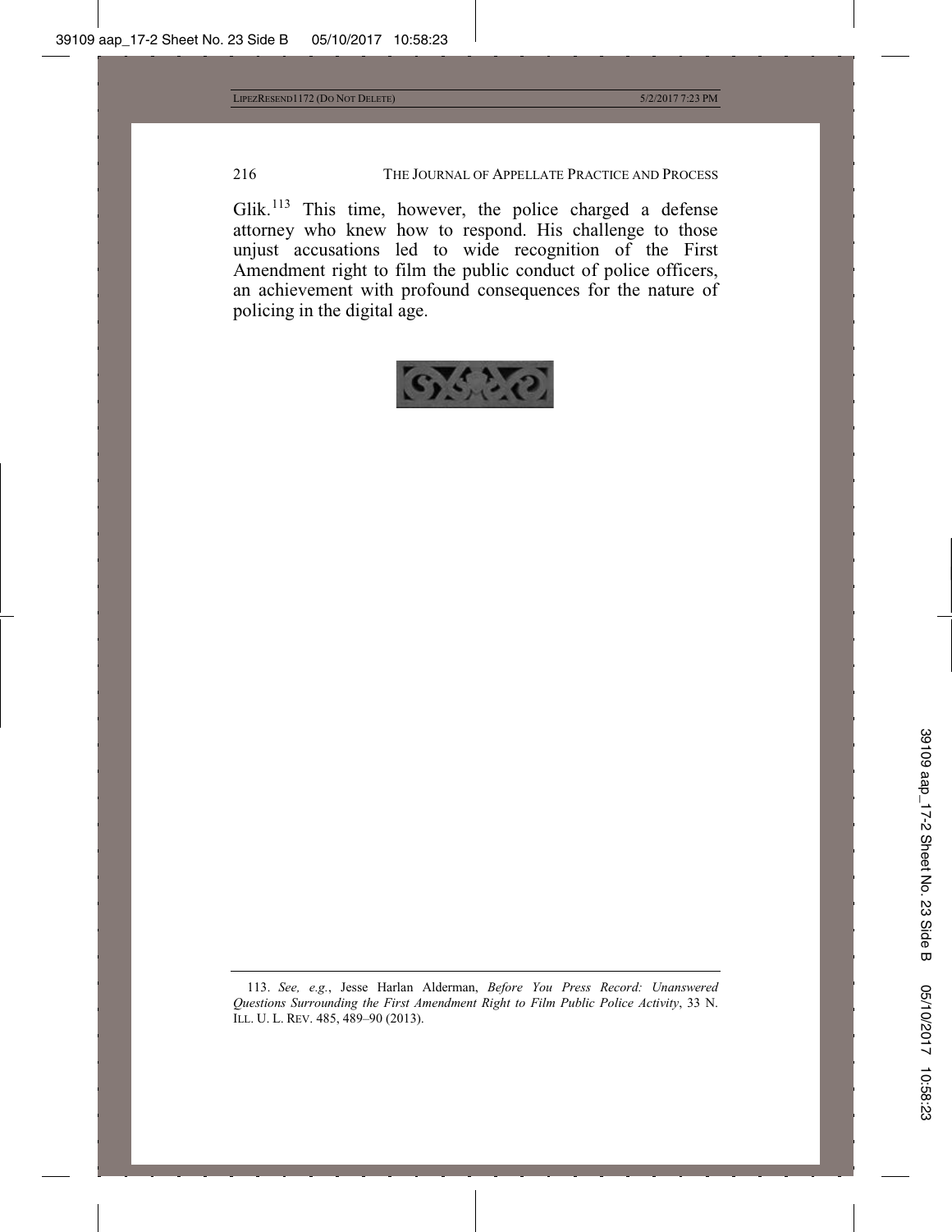Glik.[113] This time, however, the police charged a defense attorney who knew how to respond. His challenge to those unjust accusations led to wide recognition of the First Amendment right to film the public conduct of police officers, an achievement with profound consequences for the nature of policing in the digital age.

---

113. *See, e.g.*, Jesse Harlan Alderman, *Before You Press Record: Unanswered Questions Surrounding the First Amendment Right to Film Public Police Activity*, 33 N. ILL. U. L. REV. 485, 489–90 (2013).